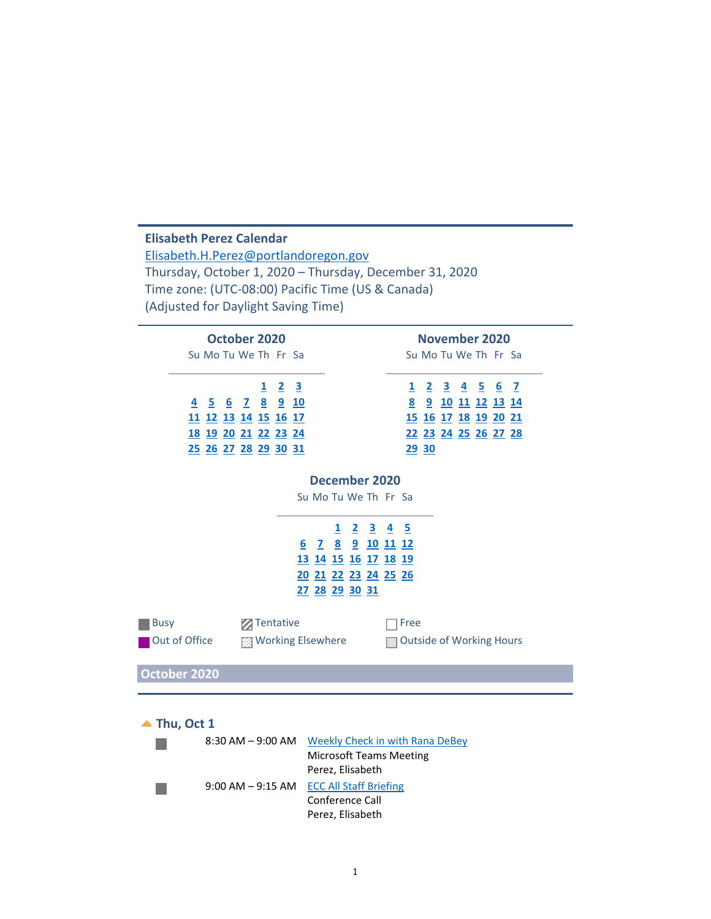**Elisabeth Perez Calendar**
Elisabeth.H.Perez@portlandoregon.gov
Thursday, October 1, 2020 – Thursday, December 31, 2020
Time zone: (UTC-08:00) Pacific Time (US & Canada)
(Adjusted for Daylight Saving Time)

**October 2020**

| Su | Mo | Tu | We | Th | Fr | Sa |
|---|---|---|---|---|---|---|
| | | | | 1 | 2 | 3 |
| 4 | 5 | 6 | 7 | 8 | 9 | 10 |
| 11 | 12 | 13 | 14 | 15 | 16 | 17 |
| 18 | 19 | 20 | 21 | 22 | 23 | 24 |
| 25 | 26 | 27 | 28 | 29 | 30 | 31 |

**November 2020**

| Su | Mo | Tu | We | Th | Fr | Sa |
|---|---|---|---|---|---|---|
| 1 | 2 | 3 | 4 | 5 | 6 | 7 |
| 8 | 9 | 10 | 11 | 12 | 13 | 14 |
| 15 | 16 | 17 | 18 | 19 | 20 | 21 |
| 22 | 23 | 24 | 25 | 26 | 27 | 28 |
| 29 | 30 | | | | | |

**December 2020**

| Su | Mo | Tu | We | Th | Fr | Sa |
|---|---|---|---|---|---|---|
| | | 1 | 2 | 3 | 4 | 5 |
| 6 | 7 | 8 | 9 | 10 | 11 | 12 |
| 13 | 14 | 15 | 16 | 17 | 18 | 19 |
| 20 | 21 | 22 | 23 | 24 | 25 | 26 |
| 27 | 28 | 29 | 30 | 31 | | |

Busy | Tentative | Free
Out of Office | Working Elsewhere | Outside of Working Hours

## October 2020

### Thu, Oct 1

8:30 AM – 9:00 AM Weekly Check in with Rana DeBey
Microsoft Teams Meeting
Perez, Elisabeth

9:00 AM – 9:15 AM ECC All Staff Briefing
Conference Call
Perez, Elisabeth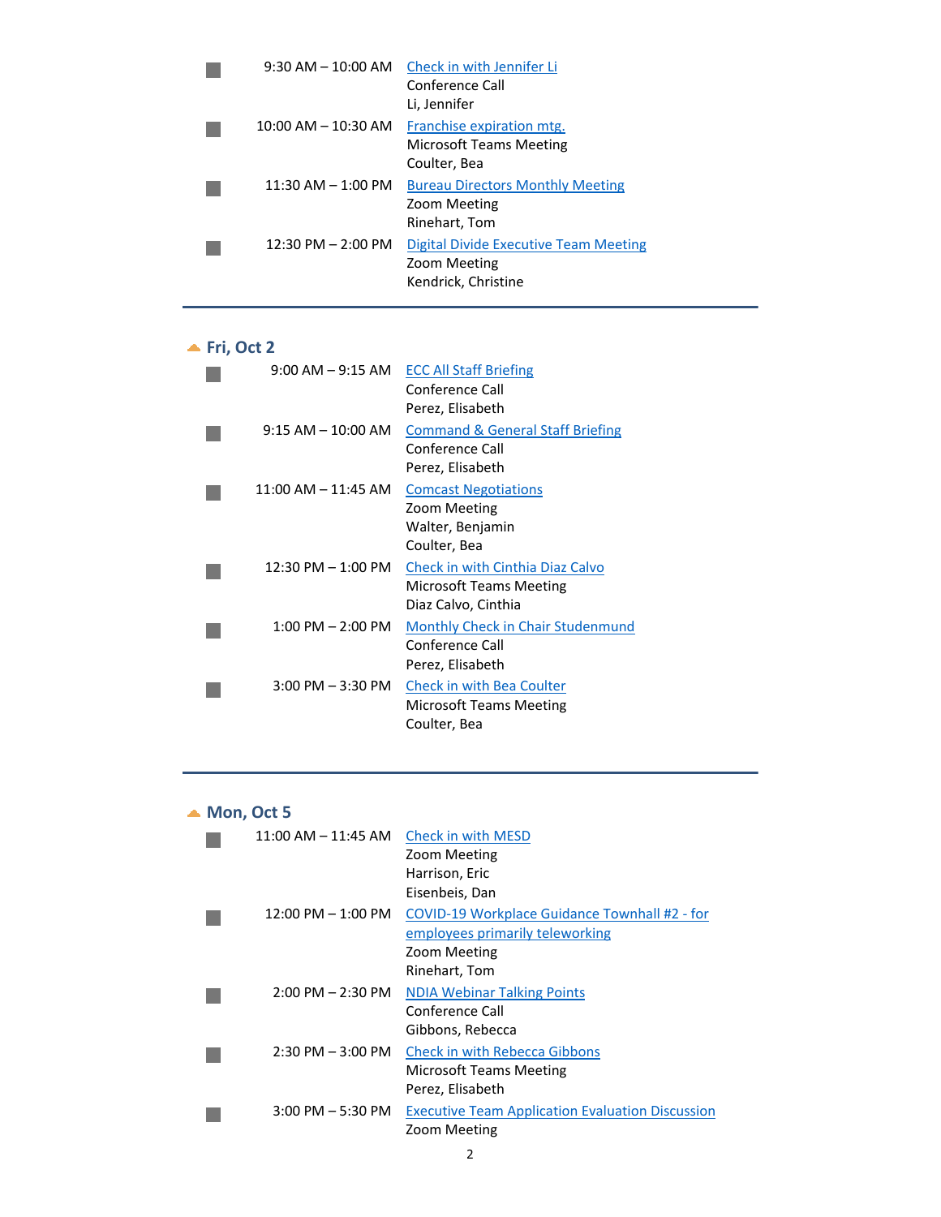| | | |
|---|---|---|
| | 9:30 AM – 10:00 AM | Check in with Jennifer Li<br>Conference Call<br>Li, Jennifer |
| | 10:00 AM – 10:30 AM | Franchise expiration mtg.<br>Microsoft Teams Meeting<br>Coulter, Bea |
| | 11:30 AM – 1:00 PM | Bureau Directors Monthly Meeting<br>Zoom Meeting<br>Rinehart, Tom |
| | 12:30 PM – 2:00 PM | Digital Divide Executive Team Meeting<br>Zoom Meeting<br>Kendrick, Christine |

## Fri, Oct 2

| | | |
|---|---|---|
| | 9:00 AM – 9:15 AM | ECC All Staff Briefing<br>Conference Call<br>Perez, Elisabeth |
| | 9:15 AM – 10:00 AM | Command & General Staff Briefing<br>Conference Call<br>Perez, Elisabeth |
| | 11:00 AM – 11:45 AM | Comcast Negotiations<br>Zoom Meeting<br>Walter, Benjamin<br>Coulter, Bea |
| | 12:30 PM – 1:00 PM | Check in with Cinthia Diaz Calvo<br>Microsoft Teams Meeting<br>Diaz Calvo, Cinthia |
| | 1:00 PM – 2:00 PM | Monthly Check in Chair Studenmund<br>Conference Call<br>Perez, Elisabeth |
| | 3:00 PM – 3:30 PM | Check in with Bea Coulter<br>Microsoft Teams Meeting<br>Coulter, Bea |

## Mon, Oct 5

| | | |
|---|---|---|
| | 11:00 AM – 11:45 AM | Check in with MESD<br>Zoom Meeting<br>Harrison, Eric<br>Eisenbeis, Dan |
| | 12:00 PM – 1:00 PM | COVID-19 Workplace Guidance Townhall #2 - for employees primarily teleworking<br>Zoom Meeting<br>Rinehart, Tom |
| | 2:00 PM – 2:30 PM | NDIA Webinar Talking Points<br>Conference Call<br>Gibbons, Rebecca |
| | 2:30 PM – 3:00 PM | Check in with Rebecca Gibbons<br>Microsoft Teams Meeting<br>Perez, Elisabeth |
| | 3:00 PM – 5:30 PM | Executive Team Application Evaluation Discussion<br>Zoom Meeting |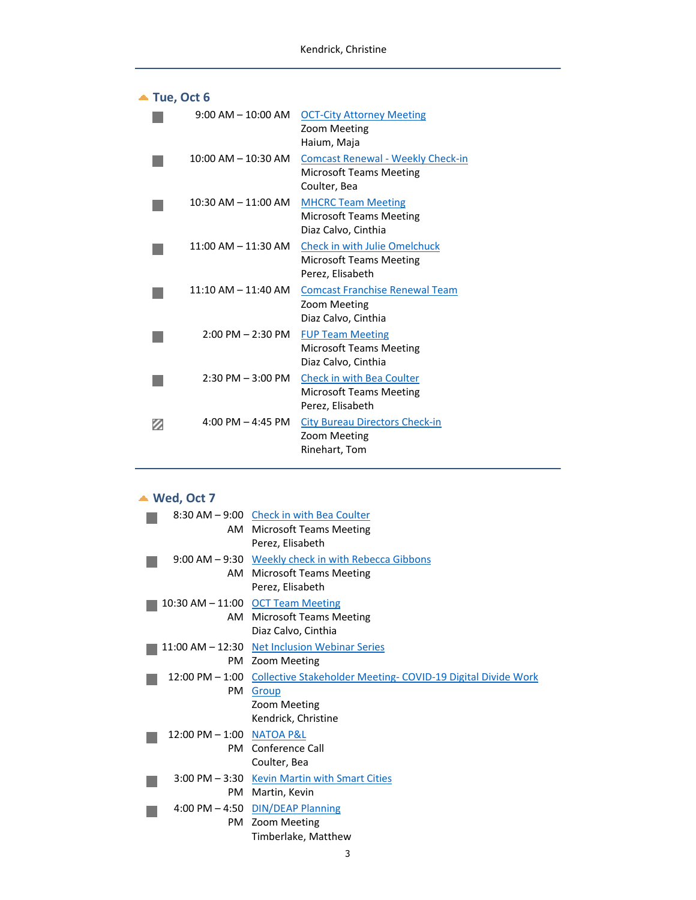## Tue, Oct 6

| Time | Details |
|---|---|
| 9:00 AM – 10:00 AM | OCT-City Attorney Meeting<br>Zoom Meeting<br>Haium, Maja |
| 10:00 AM – 10:30 AM | Comcast Renewal - Weekly Check-in<br>Microsoft Teams Meeting<br>Coulter, Bea |
| 10:30 AM – 11:00 AM | MHCRC Team Meeting<br>Microsoft Teams Meeting<br>Diaz Calvo, Cinthia |
| 11:00 AM – 11:30 AM | Check in with Julie Omelchuck<br>Microsoft Teams Meeting<br>Perez, Elisabeth |
| 11:10 AM – 11:40 AM | Comcast Franchise Renewal Team<br>Zoom Meeting<br>Diaz Calvo, Cinthia |
| 2:00 PM – 2:30 PM | FUP Team Meeting<br>Microsoft Teams Meeting<br>Diaz Calvo, Cinthia |
| 2:30 PM – 3:00 PM | Check in with Bea Coulter<br>Microsoft Teams Meeting<br>Perez, Elisabeth |
| 4:00 PM – 4:45 PM | City Bureau Directors Check-in<br>Zoom Meeting<br>Rinehart, Tom |

## Wed, Oct 7

| Time | Details |
|---|---|
| 8:30 AM – 9:00 AM | Check in with Bea Coulter<br>Microsoft Teams Meeting<br>Perez, Elisabeth |
| 9:00 AM – 9:30 AM | Weekly check in with Rebecca Gibbons<br>Microsoft Teams Meeting<br>Perez, Elisabeth |
| 10:30 AM – 11:00 AM | OCT Team Meeting<br>Microsoft Teams Meeting<br>Diaz Calvo, Cinthia |
| 11:00 AM – 12:30 PM | Net Inclusion Webinar Series<br>Zoom Meeting |
| 12:00 PM – 1:00 PM | Collective Stakeholder Meeting- COVID-19 Digital Divide Work Group<br>Zoom Meeting<br>Kendrick, Christine |
| 12:00 PM – 1:00 PM | NATOA P&L<br>Conference Call<br>Coulter, Bea |
| 3:00 PM – 3:30 PM | Kevin Martin with Smart Cities<br>Martin, Kevin |
| 4:00 PM – 4:50 PM | DIN/DEAP Planning<br>Zoom Meeting<br>Timberlake, Matthew |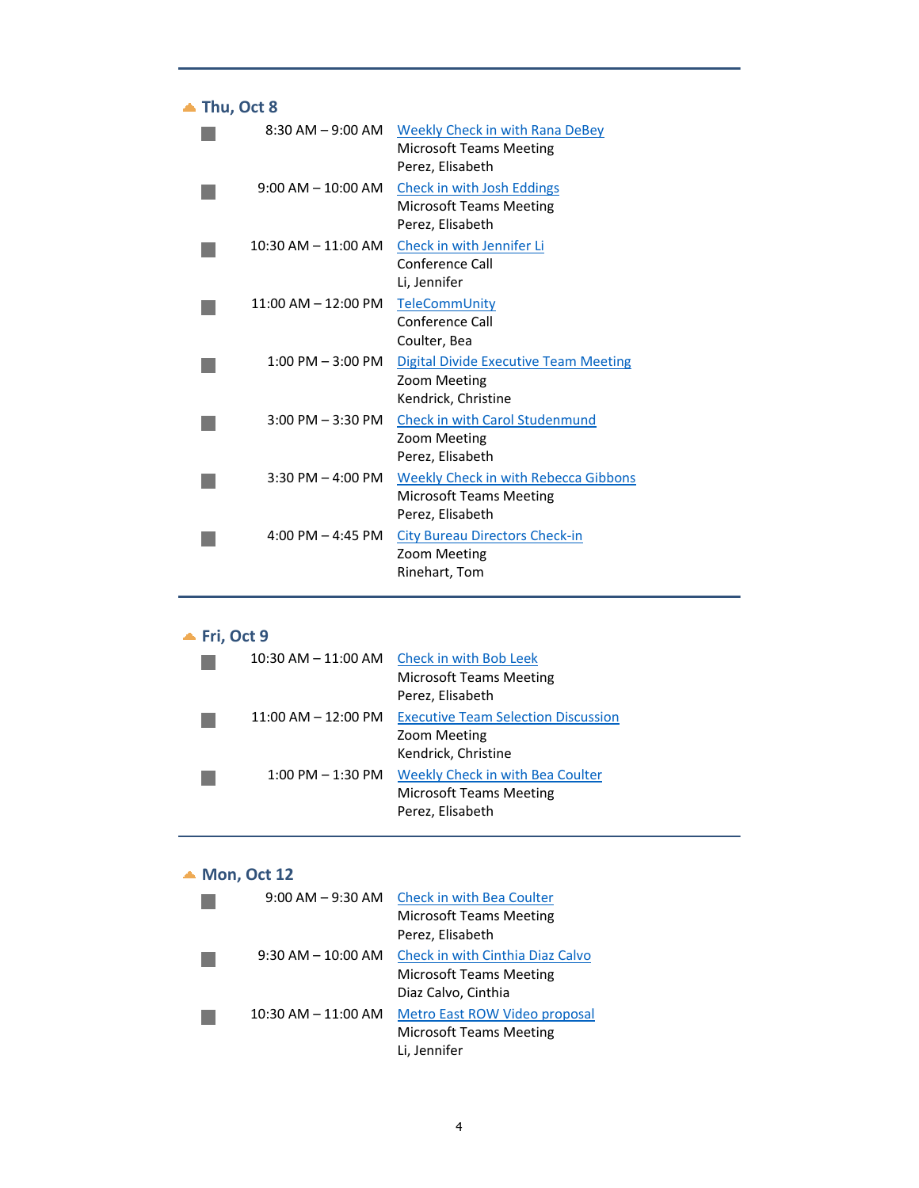## Thu, Oct 8

| Time | Event |
| --- | --- |
| 8:30 AM – 9:00 AM | Weekly Check in with Rana DeBey<br>Microsoft Teams Meeting<br>Perez, Elisabeth |
| 9:00 AM – 10:00 AM | Check in with Josh Eddings<br>Microsoft Teams Meeting<br>Perez, Elisabeth |
| 10:30 AM – 11:00 AM | Check in with Jennifer Li<br>Conference Call<br>Li, Jennifer |
| 11:00 AM – 12:00 PM | TeleCommUnity<br>Conference Call<br>Coulter, Bea |
| 1:00 PM – 3:00 PM | Digital Divide Executive Team Meeting<br>Zoom Meeting<br>Kendrick, Christine |
| 3:00 PM – 3:30 PM | Check in with Carol Studenmund<br>Zoom Meeting<br>Perez, Elisabeth |
| 3:30 PM – 4:00 PM | Weekly Check in with Rebecca Gibbons<br>Microsoft Teams Meeting<br>Perez, Elisabeth |
| 4:00 PM – 4:45 PM | City Bureau Directors Check-in<br>Zoom Meeting<br>Rinehart, Tom |

## Fri, Oct 9

| Time | Event |
| --- | --- |
| 10:30 AM – 11:00 AM | Check in with Bob Leek<br>Microsoft Teams Meeting<br>Perez, Elisabeth |
| 11:00 AM – 12:00 PM | Executive Team Selection Discussion<br>Zoom Meeting<br>Kendrick, Christine |
| 1:00 PM – 1:30 PM | Weekly Check in with Bea Coulter<br>Microsoft Teams Meeting<br>Perez, Elisabeth |

## Mon, Oct 12

| Time | Event |
| --- | --- |
| 9:00 AM – 9:30 AM | Check in with Bea Coulter<br>Microsoft Teams Meeting<br>Perez, Elisabeth |
| 9:30 AM – 10:00 AM | Check in with Cinthia Diaz Calvo<br>Microsoft Teams Meeting<br>Diaz Calvo, Cinthia |
| 10:30 AM – 11:00 AM | Metro East ROW Video proposal<br>Microsoft Teams Meeting<br>Li, Jennifer |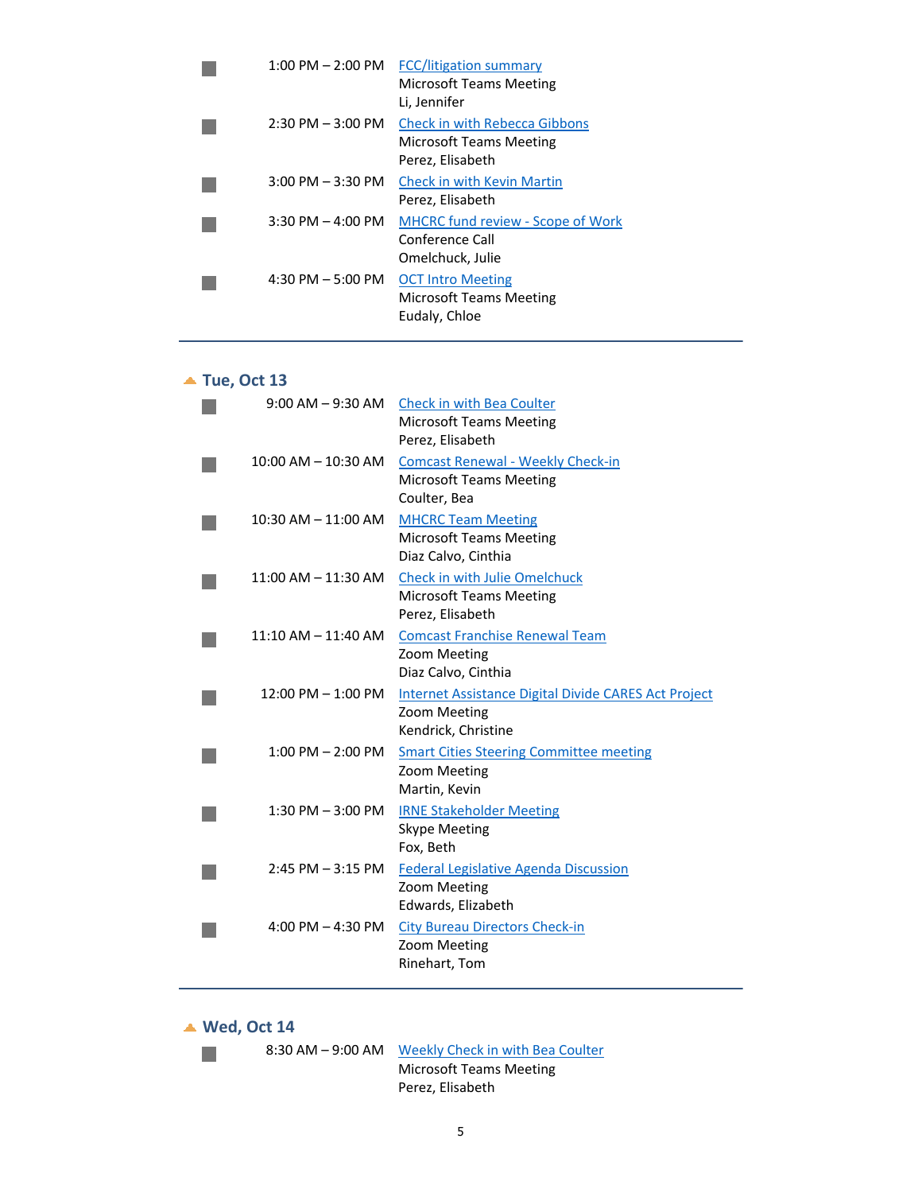| Time | Event |
| --- | --- |
| 1:00 PM – 2:00 PM | FCC/litigation summary<br>Microsoft Teams Meeting<br>Li, Jennifer |
| 2:30 PM – 3:00 PM | Check in with Rebecca Gibbons<br>Microsoft Teams Meeting<br>Perez, Elisabeth |
| 3:00 PM – 3:30 PM | Check in with Kevin Martin<br>Perez, Elisabeth |
| 3:30 PM – 4:00 PM | MHCRC fund review - Scope of Work<br>Conference Call<br>Omelchuck, Julie |
| 4:30 PM – 5:00 PM | OCT Intro Meeting<br>Microsoft Teams Meeting<br>Eudaly, Chloe |

## Tue, Oct 13

| Time | Event |
| --- | --- |
| 9:00 AM – 9:30 AM | Check in with Bea Coulter<br>Microsoft Teams Meeting<br>Perez, Elisabeth |
| 10:00 AM – 10:30 AM | Comcast Renewal - Weekly Check-in<br>Microsoft Teams Meeting<br>Coulter, Bea |
| 10:30 AM – 11:00 AM | MHCRC Team Meeting<br>Microsoft Teams Meeting<br>Diaz Calvo, Cinthia |
| 11:00 AM – 11:30 AM | Check in with Julie Omelchuck<br>Microsoft Teams Meeting<br>Perez, Elisabeth |
| 11:10 AM – 11:40 AM | Comcast Franchise Renewal Team<br>Zoom Meeting<br>Diaz Calvo, Cinthia |
| 12:00 PM – 1:00 PM | Internet Assistance Digital Divide CARES Act Project<br>Zoom Meeting<br>Kendrick, Christine |
| 1:00 PM – 2:00 PM | Smart Cities Steering Committee meeting<br>Zoom Meeting<br>Martin, Kevin |
| 1:30 PM – 3:00 PM | IRNE Stakeholder Meeting<br>Skype Meeting<br>Fox, Beth |
| 2:45 PM – 3:15 PM | Federal Legislative Agenda Discussion<br>Zoom Meeting<br>Edwards, Elizabeth |
| 4:00 PM – 4:30 PM | City Bureau Directors Check-in<br>Zoom Meeting<br>Rinehart, Tom |

## Wed, Oct 14

| Time | Event |
| --- | --- |
| 8:30 AM – 9:00 AM | Weekly Check in with Bea Coulter<br>Microsoft Teams Meeting<br>Perez, Elisabeth |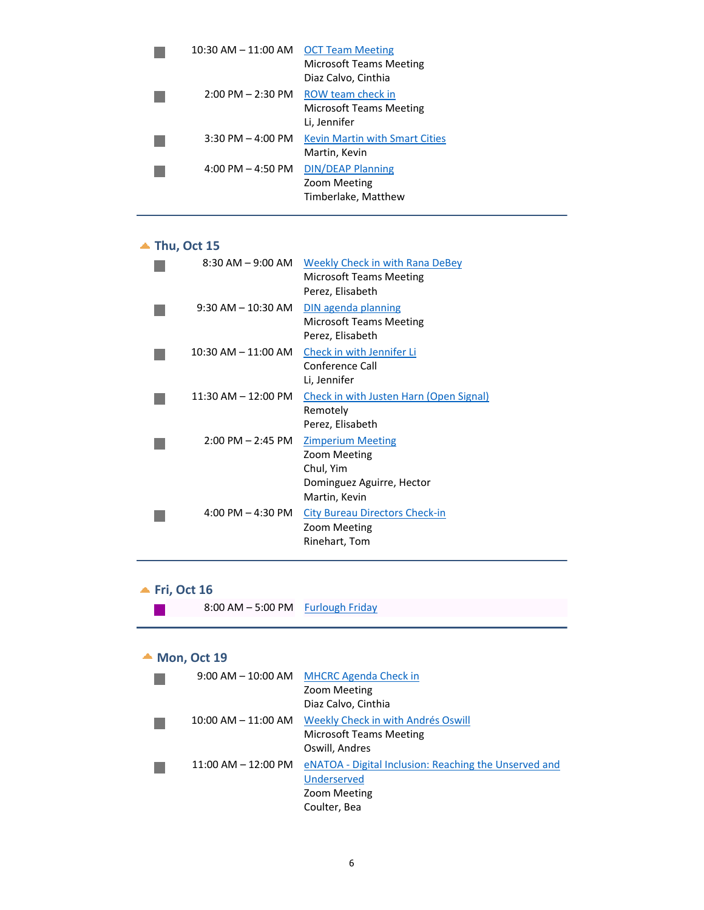| | | |
|---|---|---|
| ■ | 10:30 AM – 11:00 AM | OCT Team Meeting<br>Microsoft Teams Meeting<br>Diaz Calvo, Cinthia |
| ■ | 2:00 PM – 2:30 PM | ROW team check in<br>Microsoft Teams Meeting<br>Li, Jennifer |
| ■ | 3:30 PM – 4:00 PM | Kevin Martin with Smart Cities<br>Martin, Kevin |
| ■ | 4:00 PM – 4:50 PM | DIN/DEAP Planning<br>Zoom Meeting<br>Timberlake, Matthew |

## Thu, Oct 15

| | | |
|---|---|---|
| ■ | 8:30 AM – 9:00 AM | Weekly Check in with Rana DeBey<br>Microsoft Teams Meeting<br>Perez, Elisabeth |
| ■ | 9:30 AM – 10:30 AM | DIN agenda planning<br>Microsoft Teams Meeting<br>Perez, Elisabeth |
| ■ | 10:30 AM – 11:00 AM | Check in with Jennifer Li<br>Conference Call<br>Li, Jennifer |
| ■ | 11:30 AM – 12:00 PM | Check in with Justen Harn (Open Signal)<br>Remotely<br>Perez, Elisabeth |
| ■ | 2:00 PM – 2:45 PM | Zimperium Meeting<br>Zoom Meeting<br>Chul, Yim<br>Dominguez Aguirre, Hector<br>Martin, Kevin |
| ■ | 4:00 PM – 4:30 PM | City Bureau Directors Check-in<br>Zoom Meeting<br>Rinehart, Tom |

## Fri, Oct 16

| | | |
|---|---|---|
| ■ | 8:00 AM – 5:00 PM | Furlough Friday |

## Mon, Oct 19

| | | |
|---|---|---|
| ■ | 9:00 AM – 10:00 AM | MHCRC Agenda Check in<br>Zoom Meeting<br>Diaz Calvo, Cinthia |
| ■ | 10:00 AM – 11:00 AM | Weekly Check in with Andrés Oswill<br>Microsoft Teams Meeting<br>Oswill, Andres |
| ■ | 11:00 AM – 12:00 PM | eNATOA - Digital Inclusion: Reaching the Unserved and Underserved<br>Zoom Meeting<br>Coulter, Bea |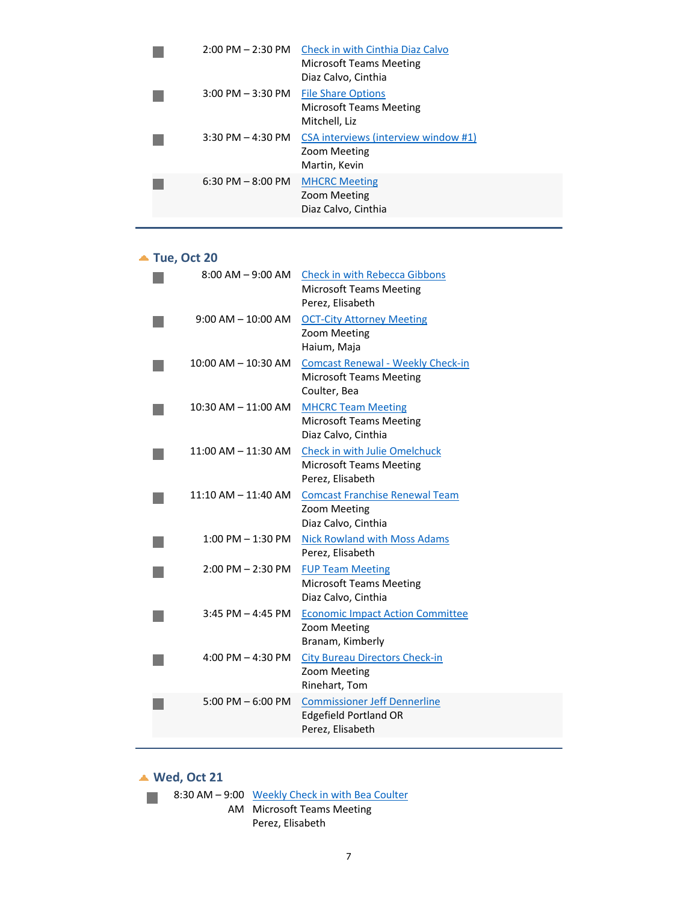| | |
|---|---|
| 2:00 PM – 2:30 PM | Check in with Cinthia Diaz Calvo<br>Microsoft Teams Meeting<br>Diaz Calvo, Cinthia |
| 3:00 PM – 3:30 PM | File Share Options<br>Microsoft Teams Meeting<br>Mitchell, Liz |
| 3:30 PM – 4:30 PM | CSA interviews (interview window #1)<br>Zoom Meeting<br>Martin, Kevin |
| 6:30 PM – 8:00 PM | MHCRC Meeting<br>Zoom Meeting<br>Diaz Calvo, Cinthia |

## Tue, Oct 20

| | |
|---|---|
| 8:00 AM – 9:00 AM | Check in with Rebecca Gibbons<br>Microsoft Teams Meeting<br>Perez, Elisabeth |
| 9:00 AM – 10:00 AM | OCT-City Attorney Meeting<br>Zoom Meeting<br>Haium, Maja |
| 10:00 AM – 10:30 AM | Comcast Renewal - Weekly Check-in<br>Microsoft Teams Meeting<br>Coulter, Bea |
| 10:30 AM – 11:00 AM | MHCRC Team Meeting<br>Microsoft Teams Meeting<br>Diaz Calvo, Cinthia |
| 11:00 AM – 11:30 AM | Check in with Julie Omelchuck<br>Microsoft Teams Meeting<br>Perez, Elisabeth |
| 11:10 AM – 11:40 AM | Comcast Franchise Renewal Team<br>Zoom Meeting<br>Diaz Calvo, Cinthia |
| 1:00 PM – 1:30 PM | Nick Rowland with Moss Adams<br>Perez, Elisabeth |
| 2:00 PM – 2:30 PM | FUP Team Meeting<br>Microsoft Teams Meeting<br>Diaz Calvo, Cinthia |
| 3:45 PM – 4:45 PM | Economic Impact Action Committee<br>Zoom Meeting<br>Branam, Kimberly |
| 4:00 PM – 4:30 PM | City Bureau Directors Check-in<br>Zoom Meeting<br>Rinehart, Tom |
| 5:00 PM – 6:00 PM | Commissioner Jeff Dennerline<br>Edgefield Portland OR<br>Perez, Elisabeth |

## Wed, Oct 21

| | |
|---|---|
| 8:30 AM – 9:00 AM | Weekly Check in with Bea Coulter<br>Microsoft Teams Meeting<br>Perez, Elisabeth |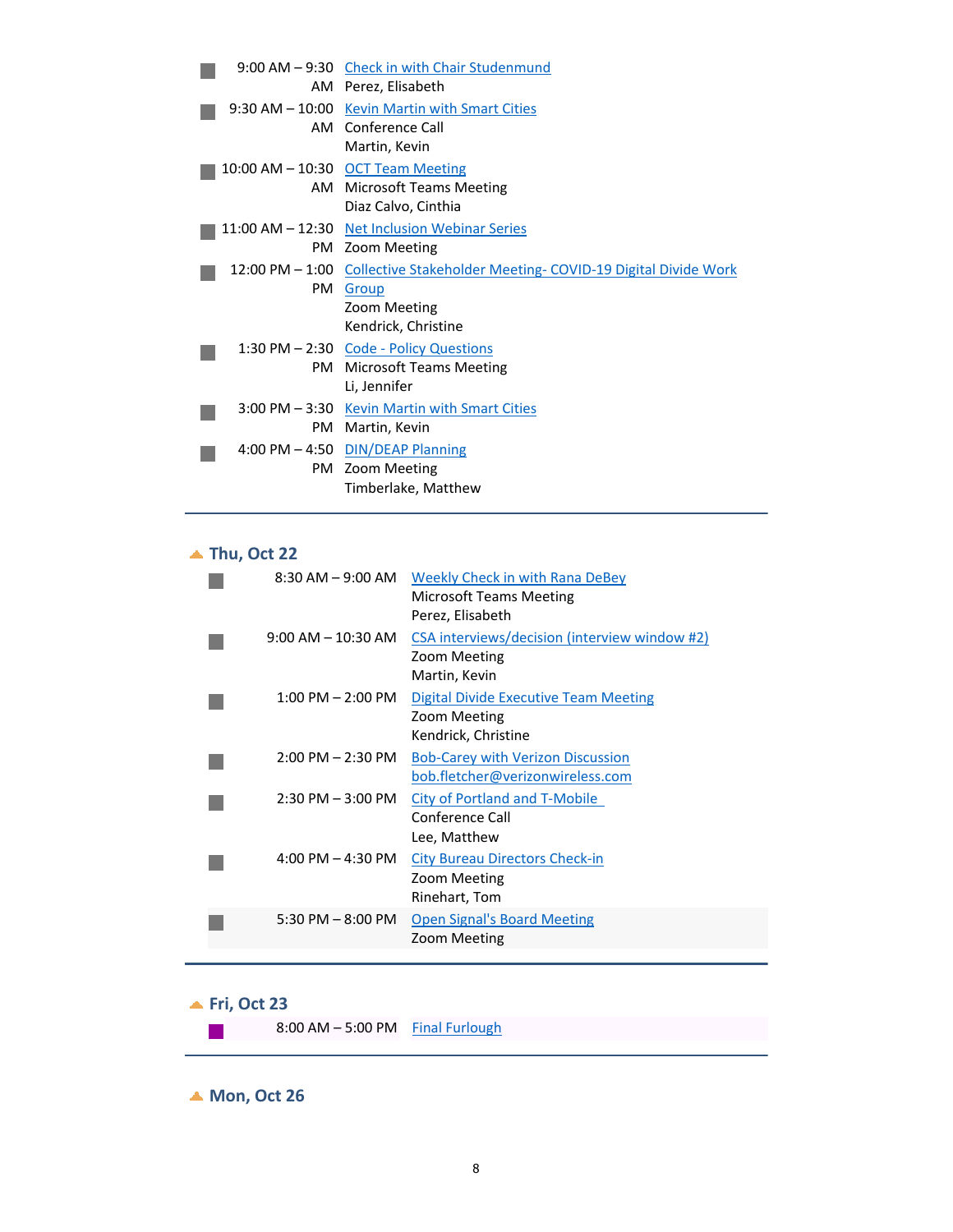| Time | Event |
|---|---|
| 9:00 AM – 9:30 AM | Check in with Chair Studenmund<br>Perez, Elisabeth |
| 9:30 AM – 10:00 AM | Kevin Martin with Smart Cities<br>Conference Call<br>Martin, Kevin |
| 10:00 AM – 10:30 AM | OCT Team Meeting<br>Microsoft Teams Meeting<br>Diaz Calvo, Cinthia |
| 11:00 AM – 12:30 PM | Net Inclusion Webinar Series<br>Zoom Meeting |
| 12:00 PM – 1:00 PM | Collective Stakeholder Meeting- COVID-19 Digital Divide Work Group<br>Zoom Meeting<br>Kendrick, Christine |
| 1:30 PM – 2:30 PM | Code - Policy Questions<br>Microsoft Teams Meeting<br>Li, Jennifer |
| 3:00 PM – 3:30 PM | Kevin Martin with Smart Cities<br>Martin, Kevin |
| 4:00 PM – 4:50 PM | DIN/DEAP Planning<br>Zoom Meeting<br>Timberlake, Matthew |

## Thu, Oct 22

| Time | Event |
|---|---|
| 8:30 AM – 9:00 AM | Weekly Check in with Rana DeBey<br>Microsoft Teams Meeting<br>Perez, Elisabeth |
| 9:00 AM – 10:30 AM | CSA interviews/decision (interview window #2)<br>Zoom Meeting<br>Martin, Kevin |
| 1:00 PM – 2:00 PM | Digital Divide Executive Team Meeting<br>Zoom Meeting<br>Kendrick, Christine |
| 2:00 PM – 2:30 PM | Bob-Carey with Verizon Discussion<br>bob.fletcher@verizonwireless.com |
| 2:30 PM – 3:00 PM | City of Portland and T-Mobile<br>Conference Call<br>Lee, Matthew |
| 4:00 PM – 4:30 PM | City Bureau Directors Check-in<br>Zoom Meeting<br>Rinehart, Tom |
| 5:30 PM – 8:00 PM | Open Signal's Board Meeting<br>Zoom Meeting |

## Fri, Oct 23

| Time | Event |
|---|---|
| 8:00 AM – 5:00 PM | Final Furlough |

## Mon, Oct 26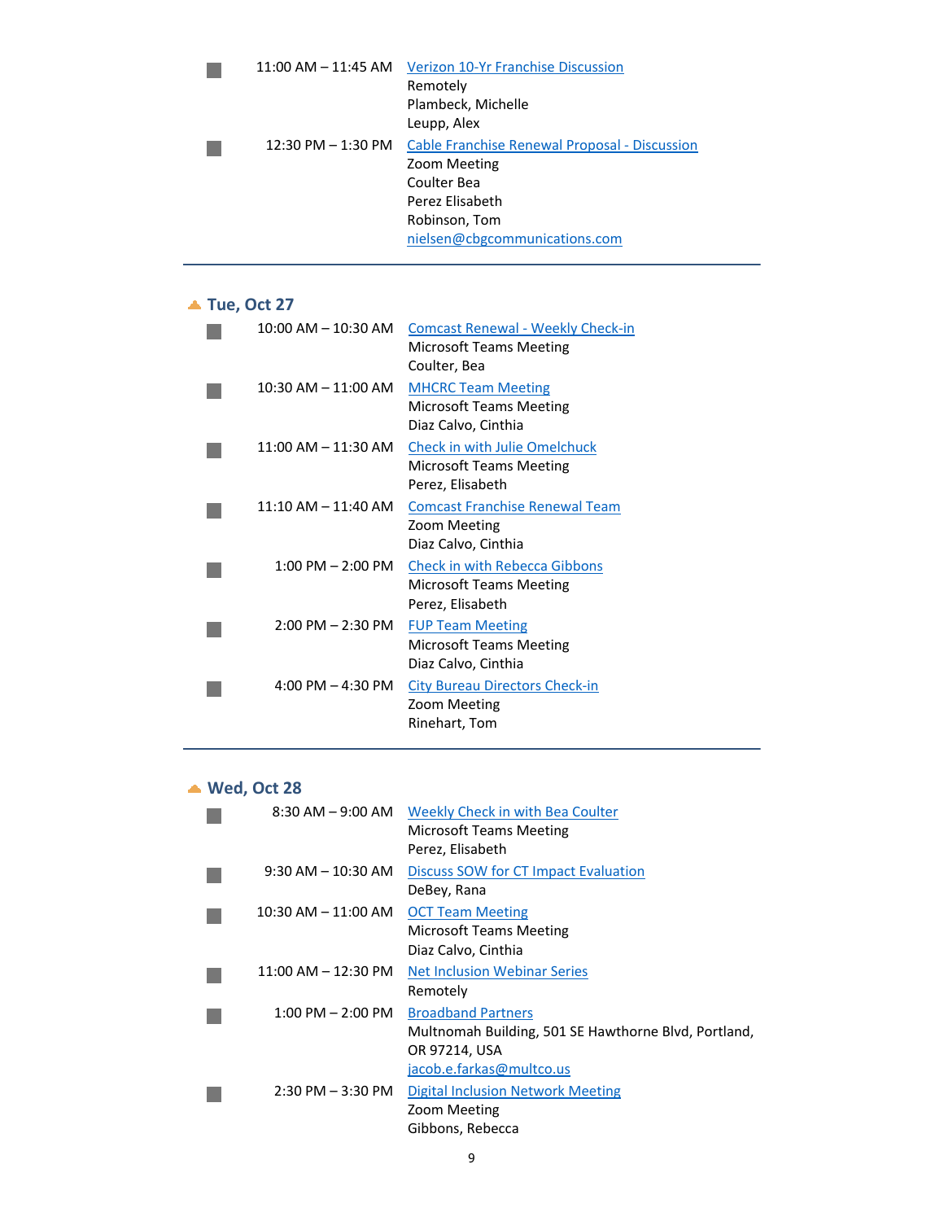| | | |
|---|---|---|
| ■ | 11:00 AM – 11:45 AM | Verizon 10-Yr Franchise Discussion<br>Remotely<br>Plambeck, Michelle<br>Leupp, Alex |
| ■ | 12:30 PM – 1:30 PM | Cable Franchise Renewal Proposal - Discussion<br>Zoom Meeting<br>Coulter Bea<br>Perez Elisabeth<br>Robinson, Tom<br>nielsen@cbgcommunications.com |

## Tue, Oct 27

| | | |
|---|---|---|
| ■ | 10:00 AM – 10:30 AM | Comcast Renewal - Weekly Check-in<br>Microsoft Teams Meeting<br>Coulter, Bea |
| ■ | 10:30 AM – 11:00 AM | MHCRC Team Meeting<br>Microsoft Teams Meeting<br>Diaz Calvo, Cinthia |
| ■ | 11:00 AM – 11:30 AM | Check in with Julie Omelchuck<br>Microsoft Teams Meeting<br>Perez, Elisabeth |
| ■ | 11:10 AM – 11:40 AM | Comcast Franchise Renewal Team<br>Zoom Meeting<br>Diaz Calvo, Cinthia |
| ■ | 1:00 PM – 2:00 PM | Check in with Rebecca Gibbons<br>Microsoft Teams Meeting<br>Perez, Elisabeth |
| ■ | 2:00 PM – 2:30 PM | FUP Team Meeting<br>Microsoft Teams Meeting<br>Diaz Calvo, Cinthia |
| ■ | 4:00 PM – 4:30 PM | City Bureau Directors Check-in<br>Zoom Meeting<br>Rinehart, Tom |

## Wed, Oct 28

| | | |
|---|---|---|
| ■ | 8:30 AM – 9:00 AM | Weekly Check in with Bea Coulter<br>Microsoft Teams Meeting<br>Perez, Elisabeth |
| ■ | 9:30 AM – 10:30 AM | Discuss SOW for CT Impact Evaluation<br>DeBey, Rana |
| ■ | 10:30 AM – 11:00 AM | OCT Team Meeting<br>Microsoft Teams Meeting<br>Diaz Calvo, Cinthia |
| ■ | 11:00 AM – 12:30 PM | Net Inclusion Webinar Series<br>Remotely |
| ■ | 1:00 PM – 2:00 PM | Broadband Partners<br>Multnomah Building, 501 SE Hawthorne Blvd, Portland, OR 97214, USA<br>jacob.e.farkas@multco.us |
| ■ | 2:30 PM – 3:30 PM | Digital Inclusion Network Meeting<br>Zoom Meeting<br>Gibbons, Rebecca |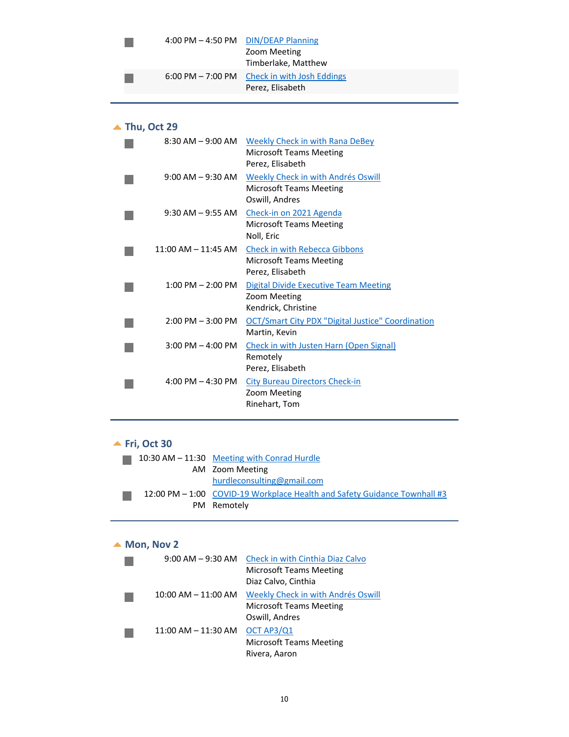- 4:00 PM – 4:50 PM [DIN/DEAP Planning]
  Zoom Meeting
  Timberlake, Matthew
- 6:00 PM – 7:00 PM [Check in with Josh Eddings]
  Perez, Elisabeth

---

## Thu, Oct 29

- 8:30 AM – 9:00 AM [Weekly Check in with Rana DeBey]
  Microsoft Teams Meeting
  Perez, Elisabeth
- 9:00 AM – 9:30 AM [Weekly Check in with Andrés Oswill]
  Microsoft Teams Meeting
  Oswill, Andres
- 9:30 AM – 9:55 AM [Check-in on 2021 Agenda]
  Microsoft Teams Meeting
  Noll, Eric
- 11:00 AM – 11:45 AM [Check in with Rebecca Gibbons]
  Microsoft Teams Meeting
  Perez, Elisabeth
- 1:00 PM – 2:00 PM [Digital Divide Executive Team Meeting]
  Zoom Meeting
  Kendrick, Christine
- 2:00 PM – 3:00 PM [OCT/Smart City PDX "Digital Justice" Coordination]
  Martin, Kevin
- 3:00 PM – 4:00 PM [Check in with Justen Harn (Open Signal)]
  Remotely
  Perez, Elisabeth
- 4:00 PM – 4:30 PM [City Bureau Directors Check-in]
  Zoom Meeting
  Rinehart, Tom

---

## Fri, Oct 30

- 10:30 AM – 11:30 AM [Meeting with Conrad Hurdle]
  Zoom Meeting
  hurdleconsulting@gmail.com
- 12:00 PM – 1:00 PM [COVID-19 Workplace Health and Safety Guidance Townhall #3]
  Remotely

---

## Mon, Nov 2

- 9:00 AM – 9:30 AM [Check in with Cinthia Diaz Calvo]
  Microsoft Teams Meeting
  Diaz Calvo, Cinthia
- 10:00 AM – 11:00 AM [Weekly Check in with Andrés Oswill]
  Microsoft Teams Meeting
  Oswill, Andres
- 11:00 AM – 11:30 AM [OCT AP3/Q1]
  Microsoft Teams Meeting
  Rivera, Aaron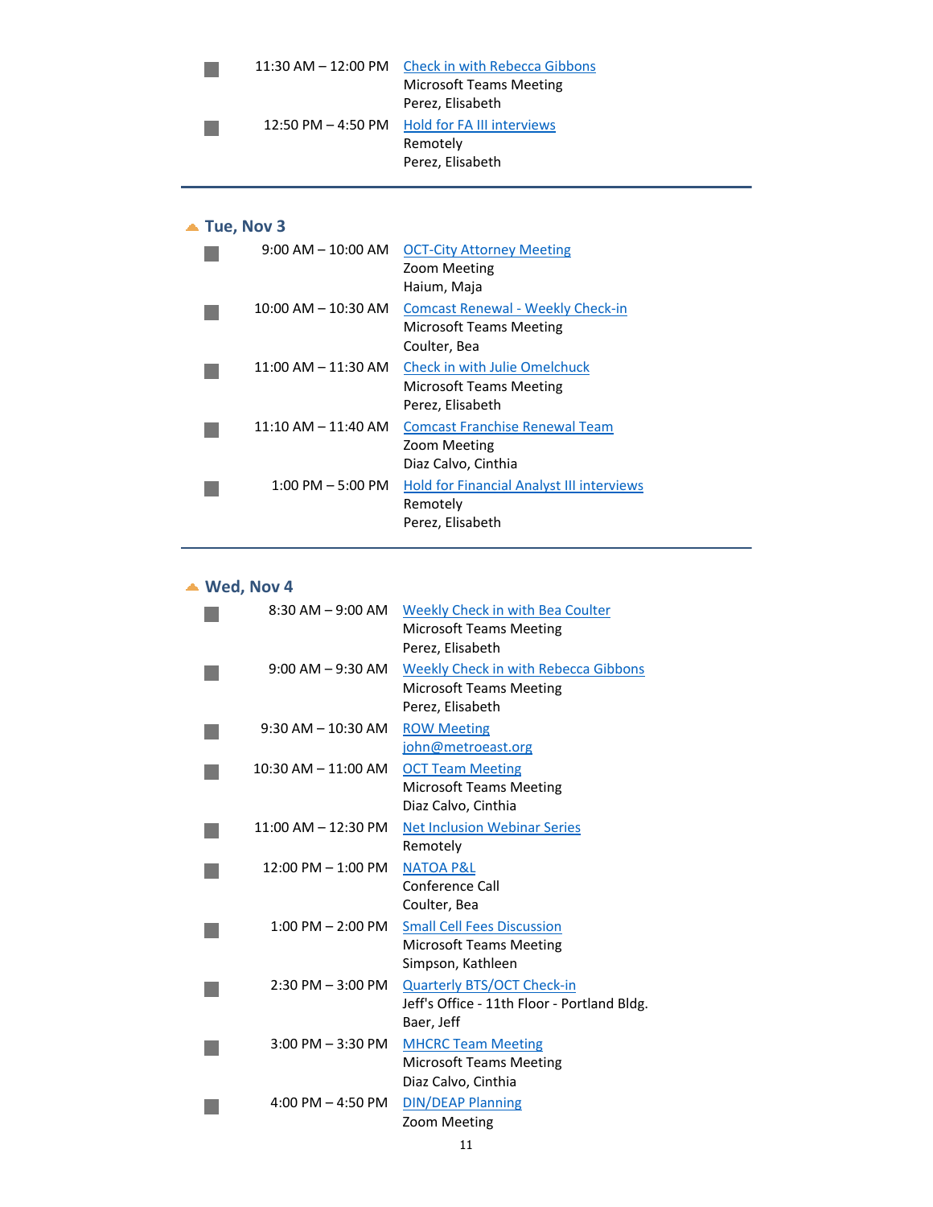- 11:30 AM – 12:00 PM — Check in with Rebecca Gibbons
  Microsoft Teams Meeting
  Perez, Elisabeth
- 12:50 PM – 4:50 PM — Hold for FA III interviews
  Remotely
  Perez, Elisabeth

---

## Tue, Nov 3

- 9:00 AM – 10:00 AM — OCT-City Attorney Meeting
  Zoom Meeting
  Haium, Maja
- 10:00 AM – 10:30 AM — Comcast Renewal - Weekly Check-in
  Microsoft Teams Meeting
  Coulter, Bea
- 11:00 AM – 11:30 AM — Check in with Julie Omelchuck
  Microsoft Teams Meeting
  Perez, Elisabeth
- 11:10 AM – 11:40 AM — Comcast Franchise Renewal Team
  Zoom Meeting
  Diaz Calvo, Cinthia
- 1:00 PM – 5:00 PM — Hold for Financial Analyst III interviews
  Remotely
  Perez, Elisabeth

---

## Wed, Nov 4

- 8:30 AM – 9:00 AM — Weekly Check in with Bea Coulter
  Microsoft Teams Meeting
  Perez, Elisabeth
- 9:00 AM – 9:30 AM — Weekly Check in with Rebecca Gibbons
  Microsoft Teams Meeting
  Perez, Elisabeth
- 9:30 AM – 10:30 AM — ROW Meeting
  john@metroeast.org
- 10:30 AM – 11:00 AM — OCT Team Meeting
  Microsoft Teams Meeting
  Diaz Calvo, Cinthia
- 11:00 AM – 12:30 PM — Net Inclusion Webinar Series
  Remotely
- 12:00 PM – 1:00 PM — NATOA P&L
  Conference Call
  Coulter, Bea
- 1:00 PM – 2:00 PM — Small Cell Fees Discussion
  Microsoft Teams Meeting
  Simpson, Kathleen
- 2:30 PM – 3:00 PM — Quarterly BTS/OCT Check-in
  Jeff's Office - 11th Floor - Portland Bldg.
  Baer, Jeff
- 3:00 PM – 3:30 PM — MHCRC Team Meeting
  Microsoft Teams Meeting
  Diaz Calvo, Cinthia
- 4:00 PM – 4:50 PM — DIN/DEAP Planning
  Zoom Meeting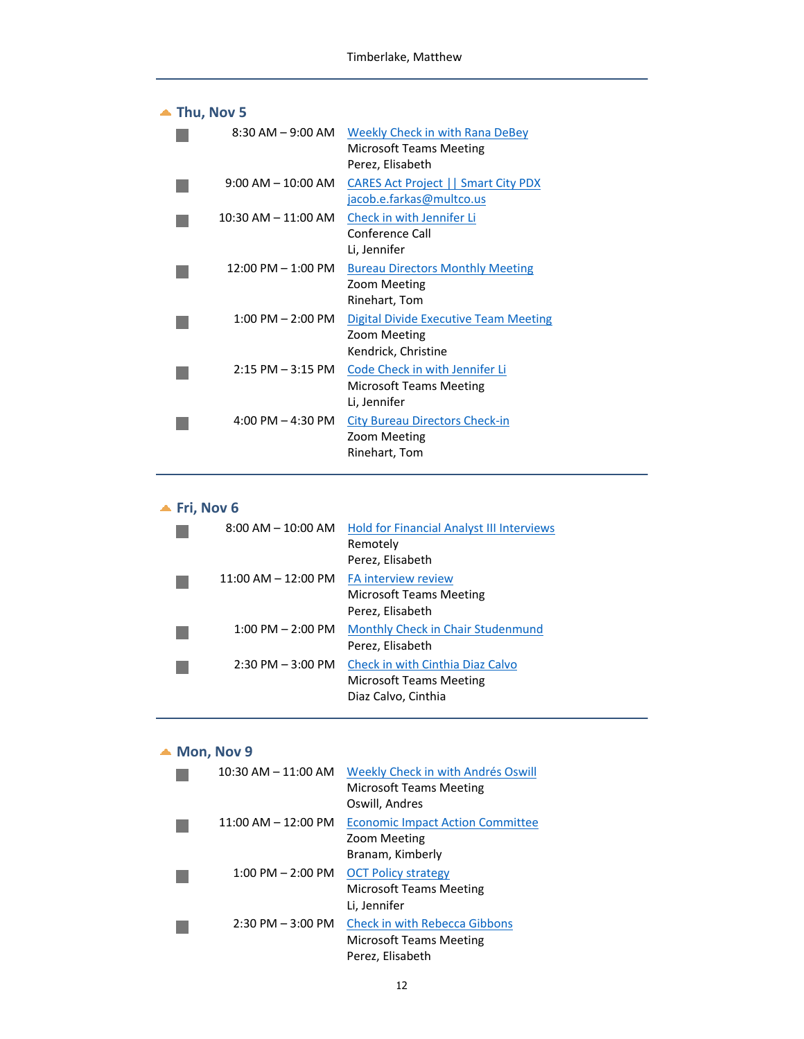## Thu, Nov 5

- 8:30 AM – 9:00 AM — Weekly Check in with Rana DeBey
  Microsoft Teams Meeting
  Perez, Elisabeth
- 9:00 AM – 10:00 AM — CARES Act Project || Smart City PDX
  jacob.e.farkas@multco.us
- 10:30 AM – 11:00 AM — Check in with Jennifer Li
  Conference Call
  Li, Jennifer
- 12:00 PM – 1:00 PM — Bureau Directors Monthly Meeting
  Zoom Meeting
  Rinehart, Tom
- 1:00 PM – 2:00 PM — Digital Divide Executive Team Meeting
  Zoom Meeting
  Kendrick, Christine
- 2:15 PM – 3:15 PM — Code Check in with Jennifer Li
  Microsoft Teams Meeting
  Li, Jennifer
- 4:00 PM – 4:30 PM — City Bureau Directors Check-in
  Zoom Meeting
  Rinehart, Tom

## Fri, Nov 6

- 8:00 AM – 10:00 AM — Hold for Financial Analyst III Interviews
  Remotely
  Perez, Elisabeth
- 11:00 AM – 12:00 PM — FA interview review
  Microsoft Teams Meeting
  Perez, Elisabeth
- 1:00 PM – 2:00 PM — Monthly Check in Chair Studenmund
  Perez, Elisabeth
- 2:30 PM – 3:00 PM — Check in with Cinthia Diaz Calvo
  Microsoft Teams Meeting
  Diaz Calvo, Cinthia

## Mon, Nov 9

- 10:30 AM – 11:00 AM — Weekly Check in with Andrés Oswill
  Microsoft Teams Meeting
  Oswill, Andres
- 11:00 AM – 12:00 PM — Economic Impact Action Committee
  Zoom Meeting
  Branam, Kimberly
- 1:00 PM – 2:00 PM — OCT Policy strategy
  Microsoft Teams Meeting
  Li, Jennifer
- 2:30 PM – 3:00 PM — Check in with Rebecca Gibbons
  Microsoft Teams Meeting
  Perez, Elisabeth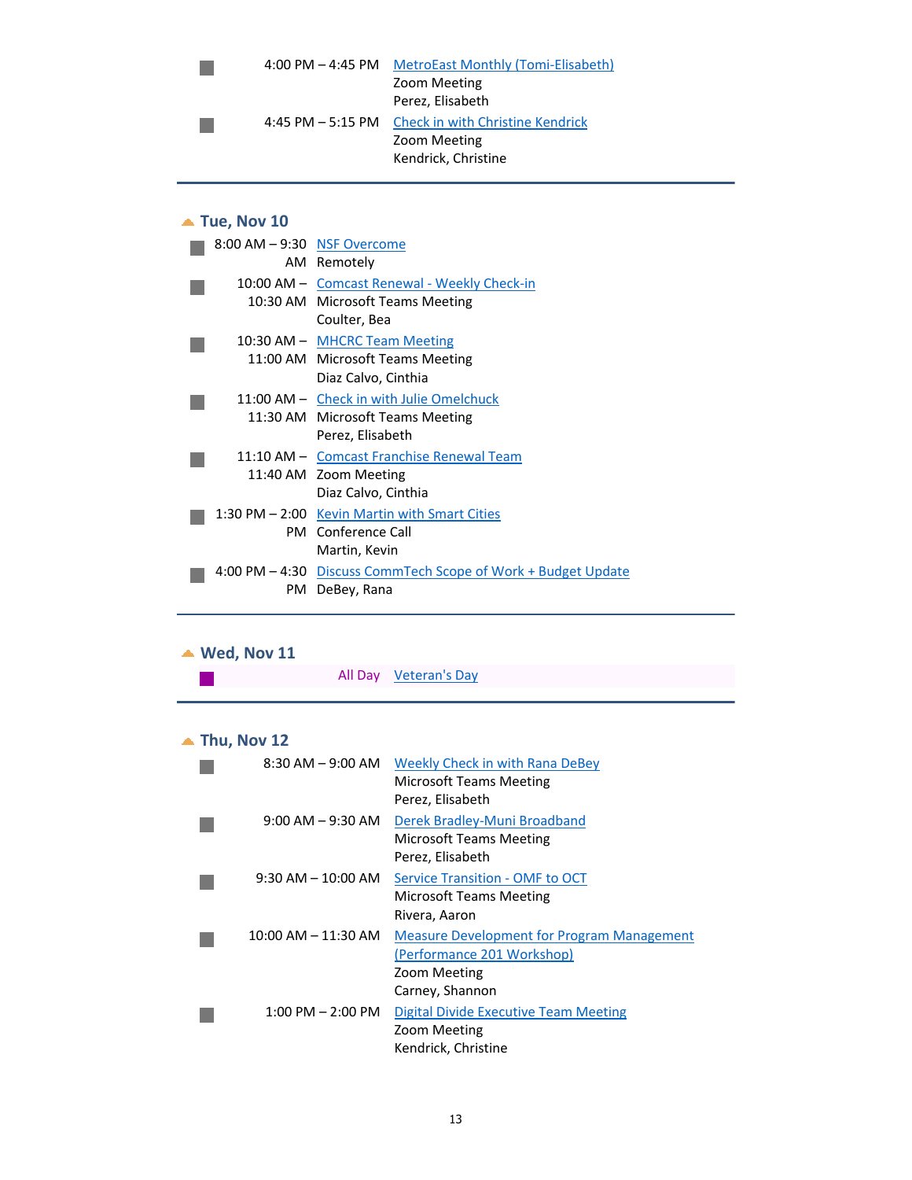- 4:00 PM – 4:45 PM MetroEast Monthly (Tomi-Elisabeth)
  Zoom Meeting
  Perez, Elisabeth
- 4:45 PM – 5:15 PM Check in with Christine Kendrick
  Zoom Meeting
  Kendrick, Christine

---

## Tue, Nov 10

- 8:00 AM – 9:30 AM NSF Overcome
  Remotely
- 10:00 AM – 10:30 AM Comcast Renewal - Weekly Check-in
  Microsoft Teams Meeting
  Coulter, Bea
- 10:30 AM – 11:00 AM MHCRC Team Meeting
  Microsoft Teams Meeting
  Diaz Calvo, Cinthia
- 11:00 AM – 11:30 AM Check in with Julie Omelchuck
  Microsoft Teams Meeting
  Perez, Elisabeth
- 11:10 AM – 11:40 AM Comcast Franchise Renewal Team
  Zoom Meeting
  Diaz Calvo, Cinthia
- 1:30 PM – 2:00 PM Kevin Martin with Smart Cities
  Conference Call
  Martin, Kevin
- 4:00 PM – 4:30 PM Discuss CommTech Scope of Work + Budget Update
  DeBey, Rana

---

## Wed, Nov 11

- All Day Veteran's Day

---

## Thu, Nov 12

- 8:30 AM – 9:00 AM Weekly Check in with Rana DeBey
  Microsoft Teams Meeting
  Perez, Elisabeth
- 9:00 AM – 9:30 AM Derek Bradley-Muni Broadband
  Microsoft Teams Meeting
  Perez, Elisabeth
- 9:30 AM – 10:00 AM Service Transition - OMF to OCT
  Microsoft Teams Meeting
  Rivera, Aaron
- 10:00 AM – 11:30 AM Measure Development for Program Management (Performance 201 Workshop)
  Zoom Meeting
  Carney, Shannon
- 1:00 PM – 2:00 PM Digital Divide Executive Team Meeting
  Zoom Meeting
  Kendrick, Christine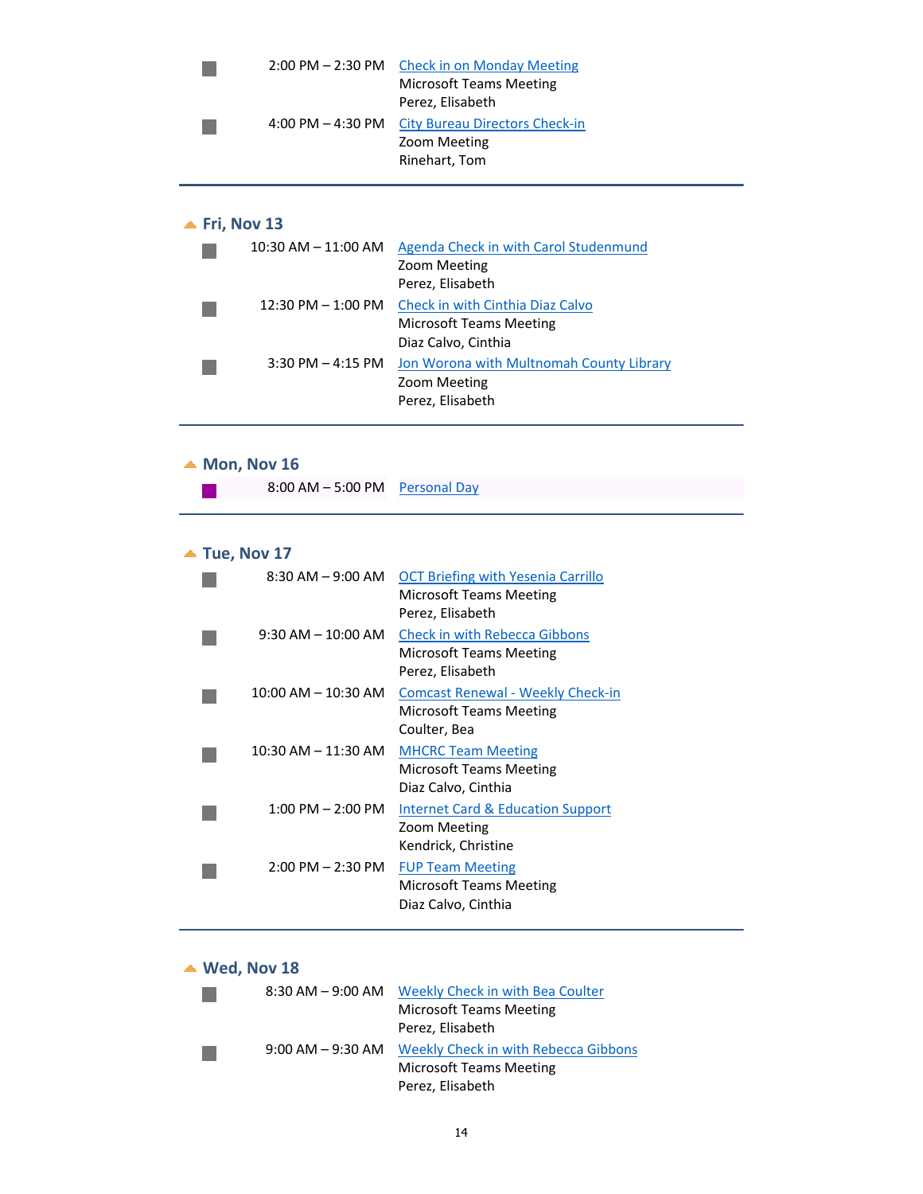- 2:00 PM – 2:30 PM — Check in on Monday Meeting
  Microsoft Teams Meeting
  Perez, Elisabeth
- 4:00 PM – 4:30 PM — City Bureau Directors Check-in
  Zoom Meeting
  Rinehart, Tom

---

## Fri, Nov 13

- 10:30 AM – 11:00 AM — Agenda Check in with Carol Studenmund
  Zoom Meeting
  Perez, Elisabeth
- 12:30 PM – 1:00 PM — Check in with Cinthia Diaz Calvo
  Microsoft Teams Meeting
  Diaz Calvo, Cinthia
- 3:30 PM – 4:15 PM — Jon Worona with Multnomah County Library
  Zoom Meeting
  Perez, Elisabeth

---

## Mon, Nov 16

- 8:00 AM – 5:00 PM — Personal Day

---

## Tue, Nov 17

- 8:30 AM – 9:00 AM — OCT Briefing with Yesenia Carrillo
  Microsoft Teams Meeting
  Perez, Elisabeth
- 9:30 AM – 10:00 AM — Check in with Rebecca Gibbons
  Microsoft Teams Meeting
  Perez, Elisabeth
- 10:00 AM – 10:30 AM — Comcast Renewal - Weekly Check-in
  Microsoft Teams Meeting
  Coulter, Bea
- 10:30 AM – 11:30 AM — MHCRC Team Meeting
  Microsoft Teams Meeting
  Diaz Calvo, Cinthia
- 1:00 PM – 2:00 PM — Internet Card & Education Support
  Zoom Meeting
  Kendrick, Christine
- 2:00 PM – 2:30 PM — FUP Team Meeting
  Microsoft Teams Meeting
  Diaz Calvo, Cinthia

---

## Wed, Nov 18

- 8:30 AM – 9:00 AM — Weekly Check in with Bea Coulter
  Microsoft Teams Meeting
  Perez, Elisabeth
- 9:00 AM – 9:30 AM — Weekly Check in with Rebecca Gibbons
  Microsoft Teams Meeting
  Perez, Elisabeth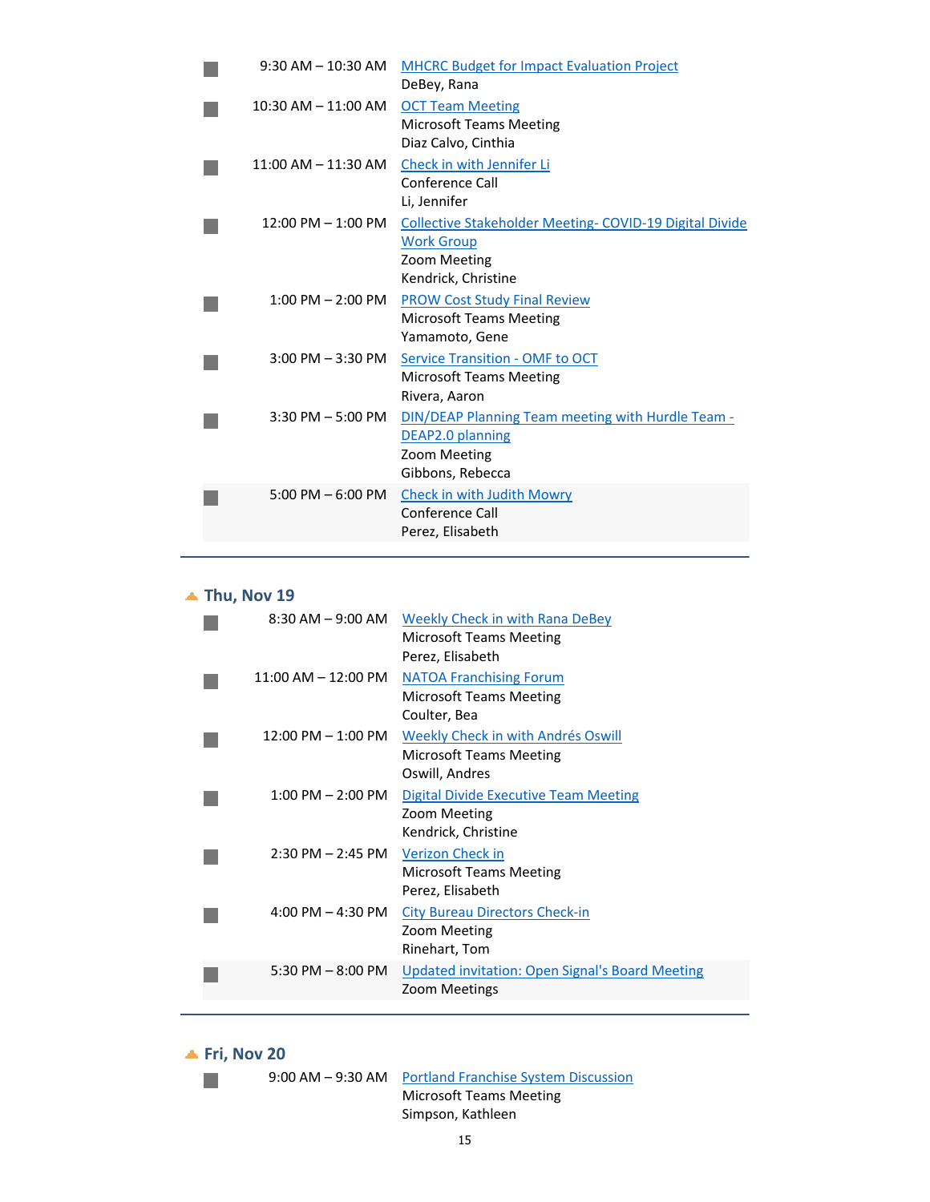| | | |
|---|---|---|
| | 9:30 AM – 10:30 AM | MHCRC Budget for Impact Evaluation Project<br>DeBey, Rana |
| | 10:30 AM – 11:00 AM | OCT Team Meeting<br>Microsoft Teams Meeting<br>Diaz Calvo, Cinthia |
| | 11:00 AM – 11:30 AM | Check in with Jennifer Li<br>Conference Call<br>Li, Jennifer |
| | 12:00 PM – 1:00 PM | Collective Stakeholder Meeting- COVID-19 Digital Divide Work Group<br>Zoom Meeting<br>Kendrick, Christine |
| | 1:00 PM – 2:00 PM | PROW Cost Study Final Review<br>Microsoft Teams Meeting<br>Yamamoto, Gene |
| | 3:00 PM – 3:30 PM | Service Transition - OMF to OCT<br>Microsoft Teams Meeting<br>Rivera, Aaron |
| | 3:30 PM – 5:00 PM | DIN/DEAP Planning Team meeting with Hurdle Team - DEAP2.0 planning<br>Zoom Meeting<br>Gibbons, Rebecca |
| | 5:00 PM – 6:00 PM | Check in with Judith Mowry<br>Conference Call<br>Perez, Elisabeth |

## Thu, Nov 19

| | | |
|---|---|---|
| | 8:30 AM – 9:00 AM | Weekly Check in with Rana DeBey<br>Microsoft Teams Meeting<br>Perez, Elisabeth |
| | 11:00 AM – 12:00 PM | NATOA Franchising Forum<br>Microsoft Teams Meeting<br>Coulter, Bea |
| | 12:00 PM – 1:00 PM | Weekly Check in with Andrés Oswill<br>Microsoft Teams Meeting<br>Oswill, Andres |
| | 1:00 PM – 2:00 PM | Digital Divide Executive Team Meeting<br>Zoom Meeting<br>Kendrick, Christine |
| | 2:30 PM – 2:45 PM | Verizon Check in<br>Microsoft Teams Meeting<br>Perez, Elisabeth |
| | 4:00 PM – 4:30 PM | City Bureau Directors Check-in<br>Zoom Meeting<br>Rinehart, Tom |
| | 5:30 PM – 8:00 PM | Updated invitation: Open Signal's Board Meeting<br>Zoom Meetings |

## Fri, Nov 20

| | | |
|---|---|---|
| | 9:00 AM – 9:30 AM | Portland Franchise System Discussion<br>Microsoft Teams Meeting<br>Simpson, Kathleen |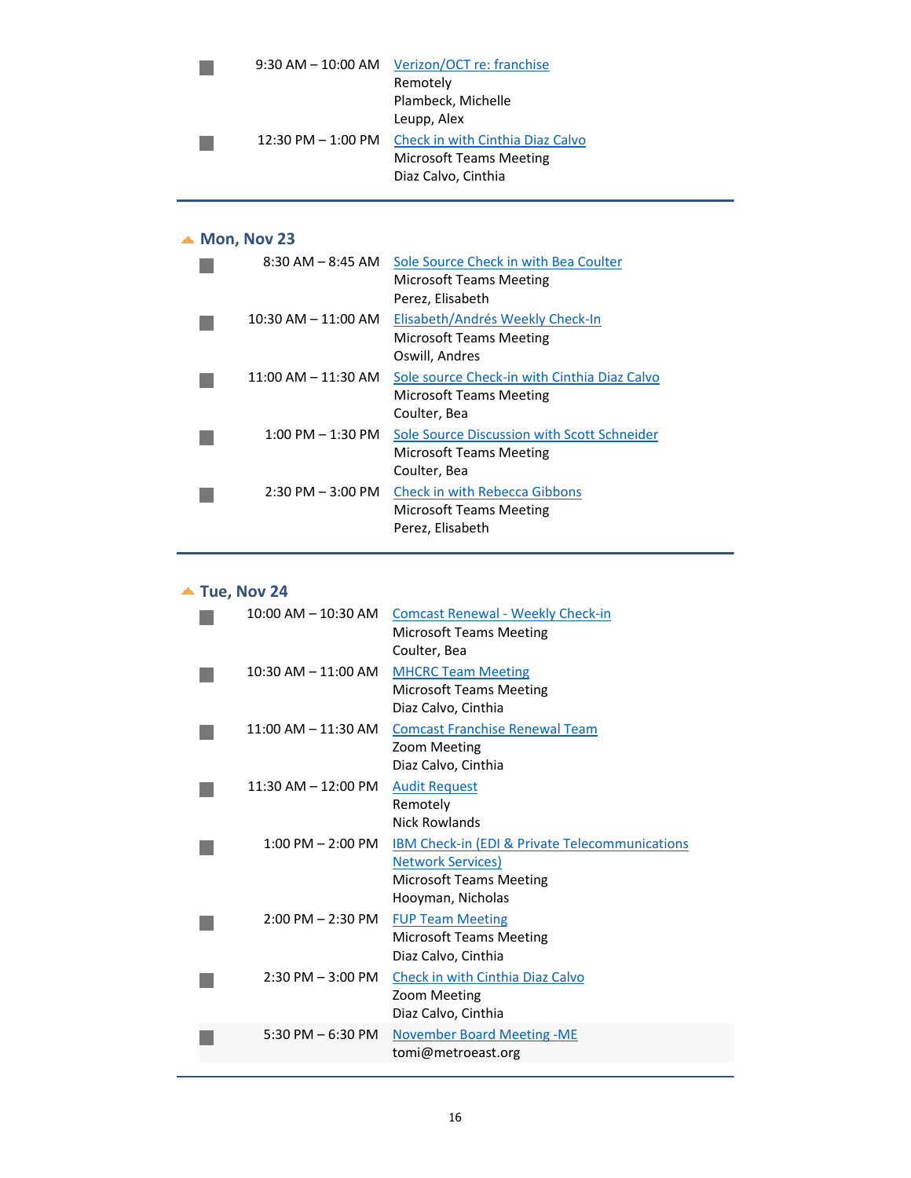9:30 AM – 10:00 AM [Verizon/OCT re: franchise](#)
Remotely
Plambeck, Michelle
Leupp, Alex

12:30 PM – 1:00 PM [Check in with Cinthia Diaz Calvo](#)
Microsoft Teams Meeting
Diaz Calvo, Cinthia

## Mon, Nov 23

8:30 AM – 8:45 AM Sole Source Check in with Bea Coulter
Microsoft Teams Meeting
Perez, Elisabeth

10:30 AM – 11:00 AM Elisabeth/Andrés Weekly Check-In
Microsoft Teams Meeting
Oswill, Andres

11:00 AM – 11:30 AM Sole source Check-in with Cinthia Diaz Calvo
Microsoft Teams Meeting
Coulter, Bea

1:00 PM – 1:30 PM Sole Source Discussion with Scott Schneider
Microsoft Teams Meeting
Coulter, Bea

2:30 PM – 3:00 PM Check in with Rebecca Gibbons
Microsoft Teams Meeting
Perez, Elisabeth

## Tue, Nov 24

10:00 AM – 10:30 AM Comcast Renewal - Weekly Check-in
Microsoft Teams Meeting
Coulter, Bea

10:30 AM – 11:00 AM MHCRC Team Meeting
Microsoft Teams Meeting
Diaz Calvo, Cinthia

11:00 AM – 11:30 AM Comcast Franchise Renewal Team
Zoom Meeting
Diaz Calvo, Cinthia

11:30 AM – 12:00 PM Audit Request
Remotely
Nick Rowlands

1:00 PM – 2:00 PM IBM Check-in (EDI & Private Telecommunications Network Services)
Microsoft Teams Meeting
Hooyman, Nicholas

2:00 PM – 2:30 PM FUP Team Meeting
Microsoft Teams Meeting
Diaz Calvo, Cinthia

2:30 PM – 3:00 PM Check in with Cinthia Diaz Calvo
Zoom Meeting
Diaz Calvo, Cinthia

5:30 PM – 6:30 PM November Board Meeting -ME
tomi@metroeast.org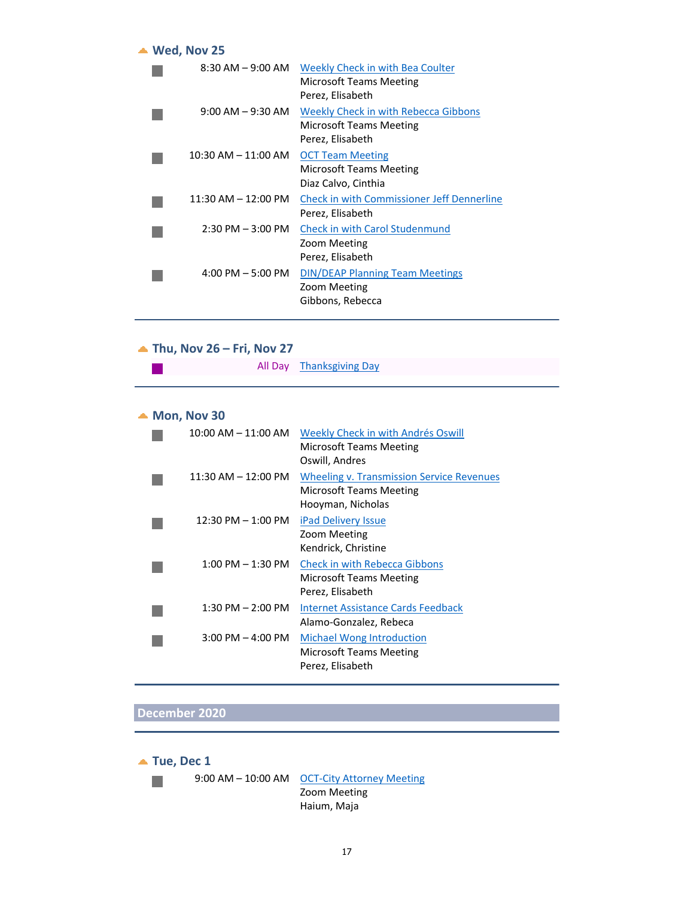## Wed, Nov 25

| Time | Event |
|---|---|
| 8:30 AM – 9:00 AM | Weekly Check in with Bea Coulter<br>Microsoft Teams Meeting<br>Perez, Elisabeth |
| 9:00 AM – 9:30 AM | Weekly Check in with Rebecca Gibbons<br>Microsoft Teams Meeting<br>Perez, Elisabeth |
| 10:30 AM – 11:00 AM | OCT Team Meeting<br>Microsoft Teams Meeting<br>Diaz Calvo, Cinthia |
| 11:30 AM – 12:00 PM | Check in with Commissioner Jeff Dennerline<br>Perez, Elisabeth |
| 2:30 PM – 3:00 PM | Check in with Carol Studenmund<br>Zoom Meeting<br>Perez, Elisabeth |
| 4:00 PM – 5:00 PM | DIN/DEAP Planning Team Meetings<br>Zoom Meeting<br>Gibbons, Rebecca |

---

## Thu, Nov 26 – Fri, Nov 27

| Time | Event |
|---|---|
| All Day | Thanksgiving Day |

---

## Mon, Nov 30

| Time | Event |
|---|---|
| 10:00 AM – 11:00 AM | Weekly Check in with Andrés Oswill<br>Microsoft Teams Meeting<br>Oswill, Andres |
| 11:30 AM – 12:00 PM | Wheeling v. Transmission Service Revenues<br>Microsoft Teams Meeting<br>Hooyman, Nicholas |
| 12:30 PM – 1:00 PM | iPad Delivery Issue<br>Zoom Meeting<br>Kendrick, Christine |
| 1:00 PM – 1:30 PM | Check in with Rebecca Gibbons<br>Microsoft Teams Meeting<br>Perez, Elisabeth |
| 1:30 PM – 2:00 PM | Internet Assistance Cards Feedback<br>Alamo-Gonzalez, Rebeca |
| 3:00 PM – 4:00 PM | Michael Wong Introduction<br>Microsoft Teams Meeting<br>Perez, Elisabeth |

---

# December 2020

---

## Tue, Dec 1

| Time | Event |
|---|---|
| 9:00 AM – 10:00 AM | OCT-City Attorney Meeting<br>Zoom Meeting<br>Haium, Maja |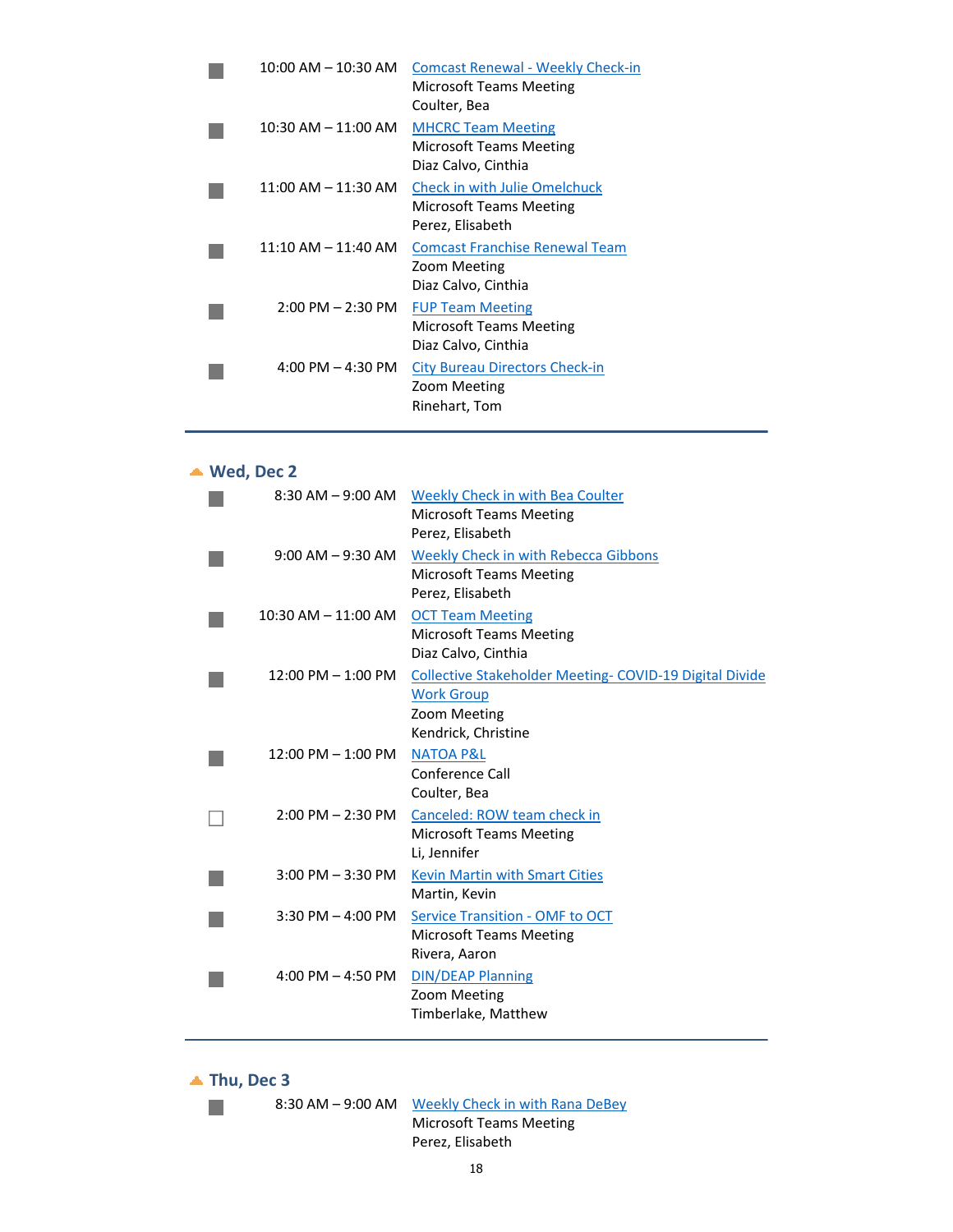| | | |
|---|---|---|
| ■ | 10:00 AM – 10:30 AM | Comcast Renewal - Weekly Check-in<br>Microsoft Teams Meeting<br>Coulter, Bea |
| ■ | 10:30 AM – 11:00 AM | MHCRC Team Meeting<br>Microsoft Teams Meeting<br>Diaz Calvo, Cinthia |
| ■ | 11:00 AM – 11:30 AM | Check in with Julie Omelchuck<br>Microsoft Teams Meeting<br>Perez, Elisabeth |
| ■ | 11:10 AM – 11:40 AM | Comcast Franchise Renewal Team<br>Zoom Meeting<br>Diaz Calvo, Cinthia |
| ■ | 2:00 PM – 2:30 PM | FUP Team Meeting<br>Microsoft Teams Meeting<br>Diaz Calvo, Cinthia |
| ■ | 4:00 PM – 4:30 PM | City Bureau Directors Check-in<br>Zoom Meeting<br>Rinehart, Tom |

---

## Wed, Dec 2

| | | |
|---|---|---|
| ■ | 8:30 AM – 9:00 AM | Weekly Check in with Bea Coulter<br>Microsoft Teams Meeting<br>Perez, Elisabeth |
| ■ | 9:00 AM – 9:30 AM | Weekly Check in with Rebecca Gibbons<br>Microsoft Teams Meeting<br>Perez, Elisabeth |
| ■ | 10:30 AM – 11:00 AM | OCT Team Meeting<br>Microsoft Teams Meeting<br>Diaz Calvo, Cinthia |
| ■ | 12:00 PM – 1:00 PM | Collective Stakeholder Meeting- COVID-19 Digital Divide Work Group<br>Zoom Meeting<br>Kendrick, Christine |
| ■ | 12:00 PM – 1:00 PM | NATOA P&L<br>Conference Call<br>Coulter, Bea |
| □ | 2:00 PM – 2:30 PM | Canceled: ROW team check in<br>Microsoft Teams Meeting<br>Li, Jennifer |
| ■ | 3:00 PM – 3:30 PM | Kevin Martin with Smart Cities<br>Martin, Kevin |
| ■ | 3:30 PM – 4:00 PM | Service Transition - OMF to OCT<br>Microsoft Teams Meeting<br>Rivera, Aaron |
| ■ | 4:00 PM – 4:50 PM | DIN/DEAP Planning<br>Zoom Meeting<br>Timberlake, Matthew |

---

## Thu, Dec 3

| | | |
|---|---|---|
| ■ | 8:30 AM – 9:00 AM | Weekly Check in with Rana DeBey<br>Microsoft Teams Meeting<br>Perez, Elisabeth |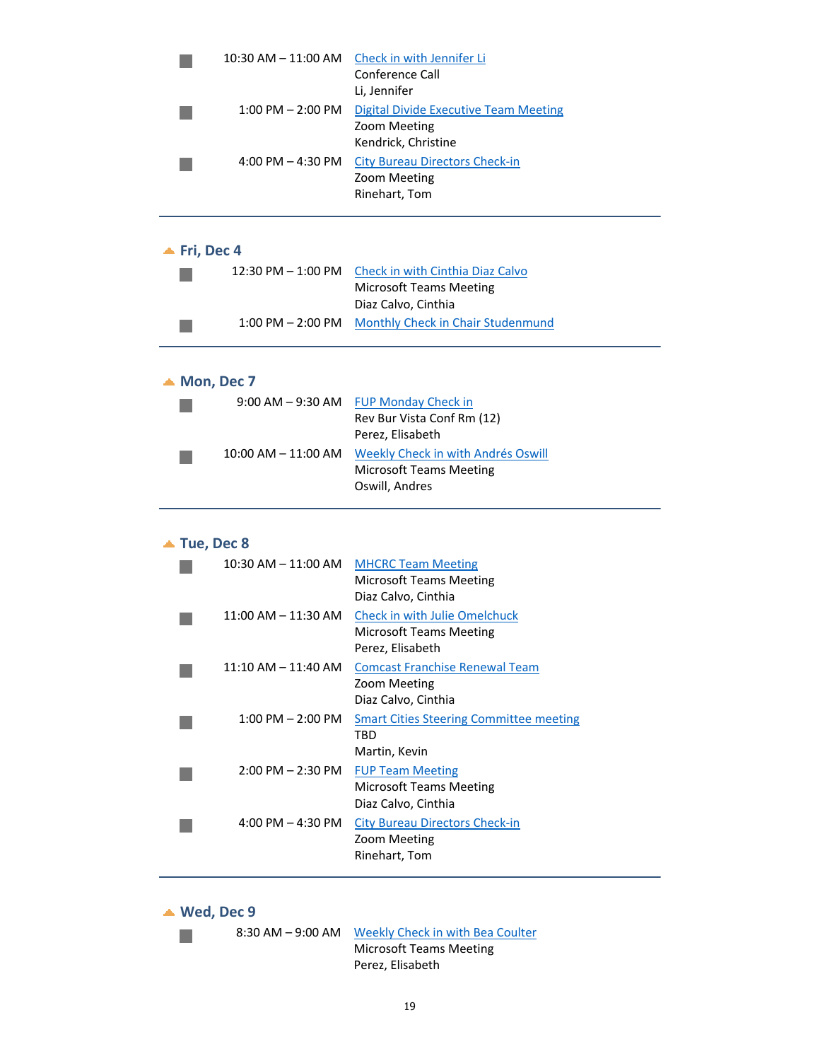- 10:30 AM – 11:00 AM — Check in with Jennifer Li
  Conference Call
  Li, Jennifer
- 1:00 PM – 2:00 PM — Digital Divide Executive Team Meeting
  Zoom Meeting
  Kendrick, Christine
- 4:00 PM – 4:30 PM — City Bureau Directors Check-in
  Zoom Meeting
  Rinehart, Tom

---

## Fri, Dec 4

- 12:30 PM – 1:00 PM — Check in with Cinthia Diaz Calvo
  Microsoft Teams Meeting
  Diaz Calvo, Cinthia
- 1:00 PM – 2:00 PM — Monthly Check in Chair Studenmund

---

## Mon, Dec 7

- 9:00 AM – 9:30 AM — FUP Monday Check in
  Rev Bur Vista Conf Rm (12)
  Perez, Elisabeth
- 10:00 AM – 11:00 AM — Weekly Check in with Andrés Oswill
  Microsoft Teams Meeting
  Oswill, Andres

---

## Tue, Dec 8

- 10:30 AM – 11:00 AM — MHCRC Team Meeting
  Microsoft Teams Meeting
  Diaz Calvo, Cinthia
- 11:00 AM – 11:30 AM — Check in with Julie Omelchuck
  Microsoft Teams Meeting
  Perez, Elisabeth
- 11:10 AM – 11:40 AM — Comcast Franchise Renewal Team
  Zoom Meeting
  Diaz Calvo, Cinthia
- 1:00 PM – 2:00 PM — Smart Cities Steering Committee meeting
  TBD
  Martin, Kevin
- 2:00 PM – 2:30 PM — FUP Team Meeting
  Microsoft Teams Meeting
  Diaz Calvo, Cinthia
- 4:00 PM – 4:30 PM — City Bureau Directors Check-in
  Zoom Meeting
  Rinehart, Tom

---

## Wed, Dec 9

- 8:30 AM – 9:00 AM — Weekly Check in with Bea Coulter
  Microsoft Teams Meeting
  Perez, Elisabeth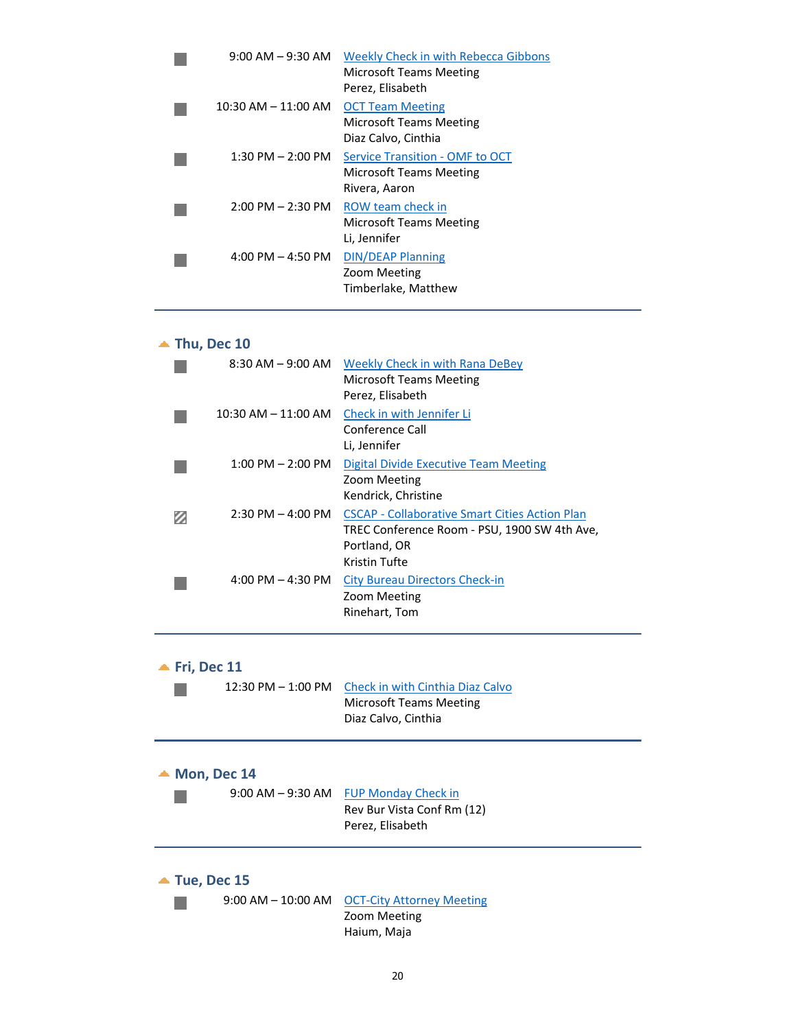9:00 AM – 9:30 AM **Weekly Check in with Rebecca Gibbons**
Microsoft Teams Meeting
Perez, Elisabeth

10:30 AM – 11:00 AM **OCT Team Meeting**
Microsoft Teams Meeting
Diaz Calvo, Cinthia

1:30 PM – 2:00 PM **Service Transition - OMF to OCT**
Microsoft Teams Meeting
Rivera, Aaron

2:00 PM – 2:30 PM **ROW team check in**
Microsoft Teams Meeting
Li, Jennifer

4:00 PM – 4:50 PM **DIN/DEAP Planning**
Zoom Meeting
Timberlake, Matthew

---

## Thu, Dec 10

8:30 AM – 9:00 AM **Weekly Check in with Rana DeBey**
Microsoft Teams Meeting
Perez, Elisabeth

10:30 AM – 11:00 AM **Check in with Jennifer Li**
Conference Call
Li, Jennifer

1:00 PM – 2:00 PM **Digital Divide Executive Team Meeting**
Zoom Meeting
Kendrick, Christine

2:30 PM – 4:00 PM **CSCAP - Collaborative Smart Cities Action Plan**
TREC Conference Room - PSU, 1900 SW 4th Ave, Portland, OR
Kristin Tufte

4:00 PM – 4:30 PM **City Bureau Directors Check-in**
Zoom Meeting
Rinehart, Tom

---

## Fri, Dec 11

12:30 PM – 1:00 PM **Check in with Cinthia Diaz Calvo**
Microsoft Teams Meeting
Diaz Calvo, Cinthia

---

## Mon, Dec 14

9:00 AM – 9:30 AM **FUP Monday Check in**
Rev Bur Vista Conf Rm (12)
Perez, Elisabeth

---

## Tue, Dec 15

9:00 AM – 10:00 AM **OCT-City Attorney Meeting**
Zoom Meeting
Haium, Maja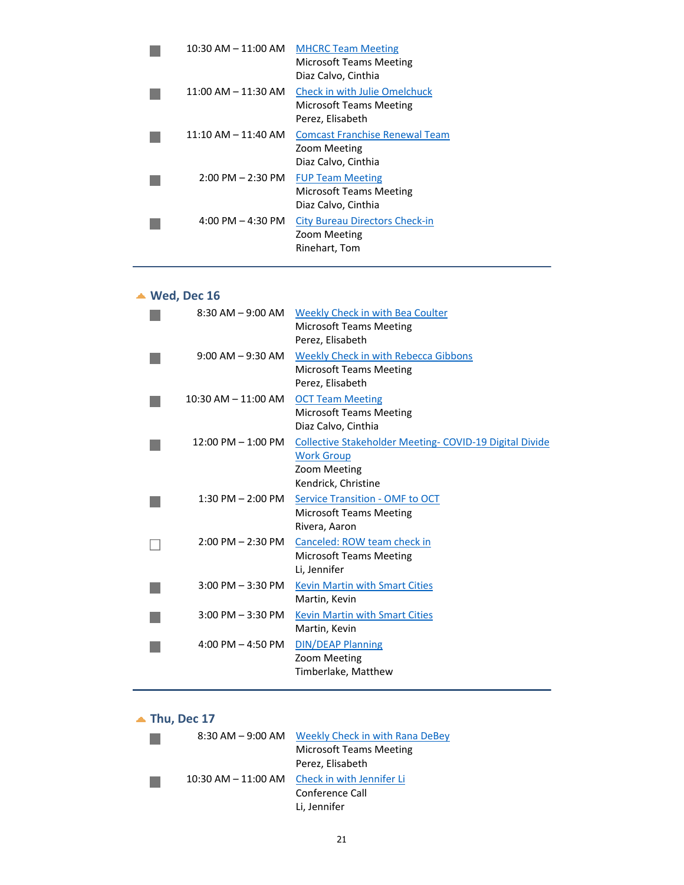| | | |
|---|---|---|
| ■ | 10:30 AM – 11:00 AM | MHCRC Team Meeting<br>Microsoft Teams Meeting<br>Diaz Calvo, Cinthia |
| ■ | 11:00 AM – 11:30 AM | Check in with Julie Omelchuck<br>Microsoft Teams Meeting<br>Perez, Elisabeth |
| ■ | 11:10 AM – 11:40 AM | Comcast Franchise Renewal Team<br>Zoom Meeting<br>Diaz Calvo, Cinthia |
| ■ | 2:00 PM – 2:30 PM | FUP Team Meeting<br>Microsoft Teams Meeting<br>Diaz Calvo, Cinthia |
| ■ | 4:00 PM – 4:30 PM | City Bureau Directors Check-in<br>Zoom Meeting<br>Rinehart, Tom |

## Wed, Dec 16

| | | |
|---|---|---|
| ■ | 8:30 AM – 9:00 AM | Weekly Check in with Bea Coulter<br>Microsoft Teams Meeting<br>Perez, Elisabeth |
| ■ | 9:00 AM – 9:30 AM | Weekly Check in with Rebecca Gibbons<br>Microsoft Teams Meeting<br>Perez, Elisabeth |
| ■ | 10:30 AM – 11:00 AM | OCT Team Meeting<br>Microsoft Teams Meeting<br>Diaz Calvo, Cinthia |
| ■ | 12:00 PM – 1:00 PM | Collective Stakeholder Meeting- COVID-19 Digital Divide Work Group<br>Zoom Meeting<br>Kendrick, Christine |
| ■ | 1:30 PM – 2:00 PM | Service Transition - OMF to OCT<br>Microsoft Teams Meeting<br>Rivera, Aaron |
| □ | 2:00 PM – 2:30 PM | Canceled: ROW team check in<br>Microsoft Teams Meeting<br>Li, Jennifer |
| ■ | 3:00 PM – 3:30 PM | Kevin Martin with Smart Cities<br>Martin, Kevin |
| ■ | 3:00 PM – 3:30 PM | Kevin Martin with Smart Cities<br>Martin, Kevin |
| ■ | 4:00 PM – 4:50 PM | DIN/DEAP Planning<br>Zoom Meeting<br>Timberlake, Matthew |

## Thu, Dec 17

| | | |
|---|---|---|
| ■ | 8:30 AM – 9:00 AM | Weekly Check in with Rana DeBey<br>Microsoft Teams Meeting<br>Perez, Elisabeth |
| ■ | 10:30 AM – 11:00 AM | Check in with Jennifer Li<br>Conference Call<br>Li, Jennifer |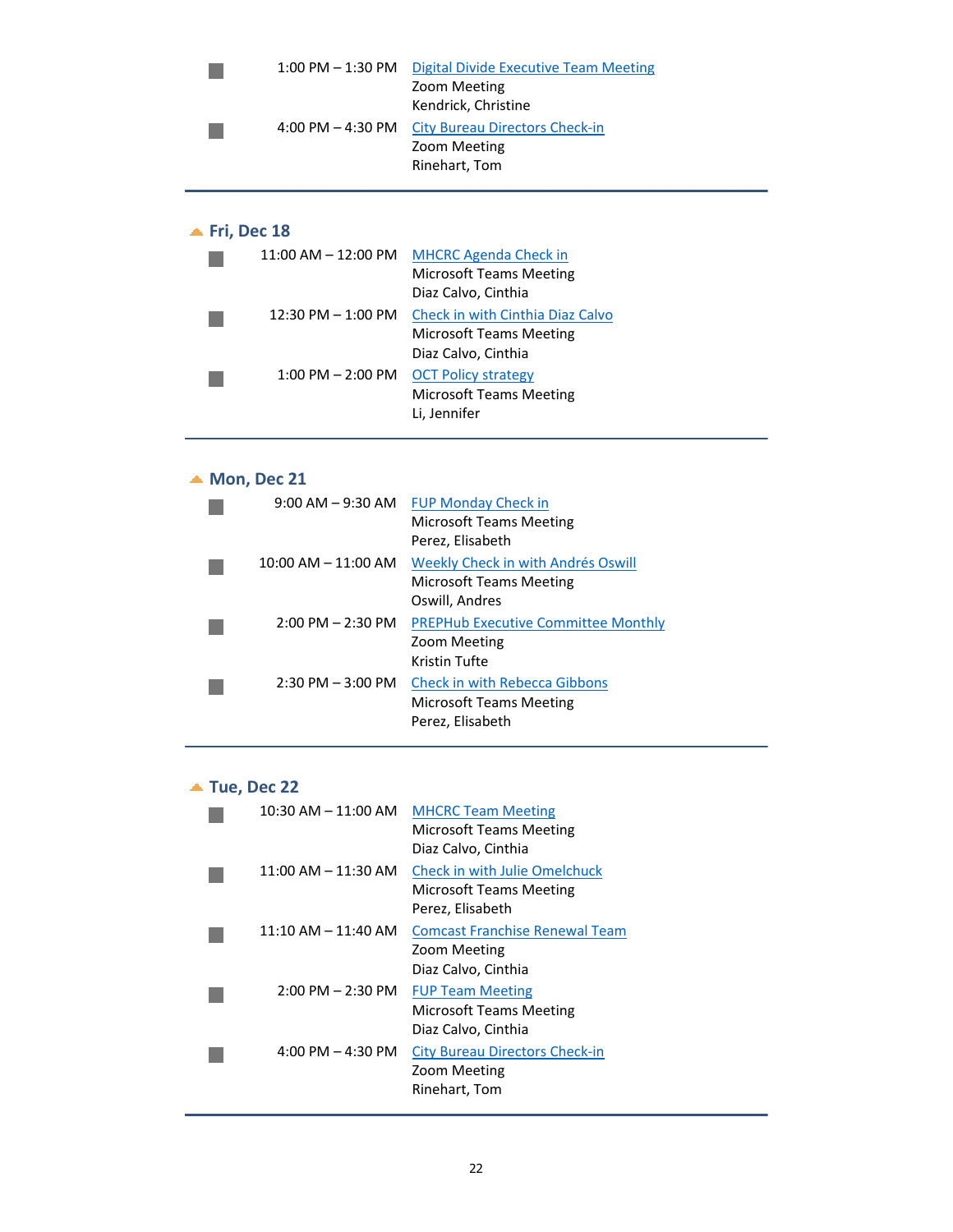1:00 PM – 1:30 PM **Digital Divide Executive Team Meeting**
Zoom Meeting
Kendrick, Christine

4:00 PM – 4:30 PM **City Bureau Directors Check-in**
Zoom Meeting
Rinehart, Tom

---

## Fri, Dec 18

11:00 AM – 12:00 PM **MHCRC Agenda Check in**
Microsoft Teams Meeting
Diaz Calvo, Cinthia

12:30 PM – 1:00 PM **Check in with Cinthia Diaz Calvo**
Microsoft Teams Meeting
Diaz Calvo, Cinthia

1:00 PM – 2:00 PM **OCT Policy strategy**
Microsoft Teams Meeting
Li, Jennifer

---

## Mon, Dec 21

9:00 AM – 9:30 AM **FUP Monday Check in**
Microsoft Teams Meeting
Perez, Elisabeth

10:00 AM – 11:00 AM **Weekly Check in with Andrés Oswill**
Microsoft Teams Meeting
Oswill, Andres

2:00 PM – 2:30 PM **PREPHub Executive Committee Monthly**
Zoom Meeting
Kristin Tufte

2:30 PM – 3:00 PM **Check in with Rebecca Gibbons**
Microsoft Teams Meeting
Perez, Elisabeth

---

## Tue, Dec 22

10:30 AM – 11:00 AM **MHCRC Team Meeting**
Microsoft Teams Meeting
Diaz Calvo, Cinthia

11:00 AM – 11:30 AM **Check in with Julie Omelchuck**
Microsoft Teams Meeting
Perez, Elisabeth

11:10 AM – 11:40 AM **Comcast Franchise Renewal Team**
Zoom Meeting
Diaz Calvo, Cinthia

2:00 PM – 2:30 PM **FUP Team Meeting**
Microsoft Teams Meeting
Diaz Calvo, Cinthia

4:00 PM – 4:30 PM **City Bureau Directors Check-in**
Zoom Meeting
Rinehart, Tom

---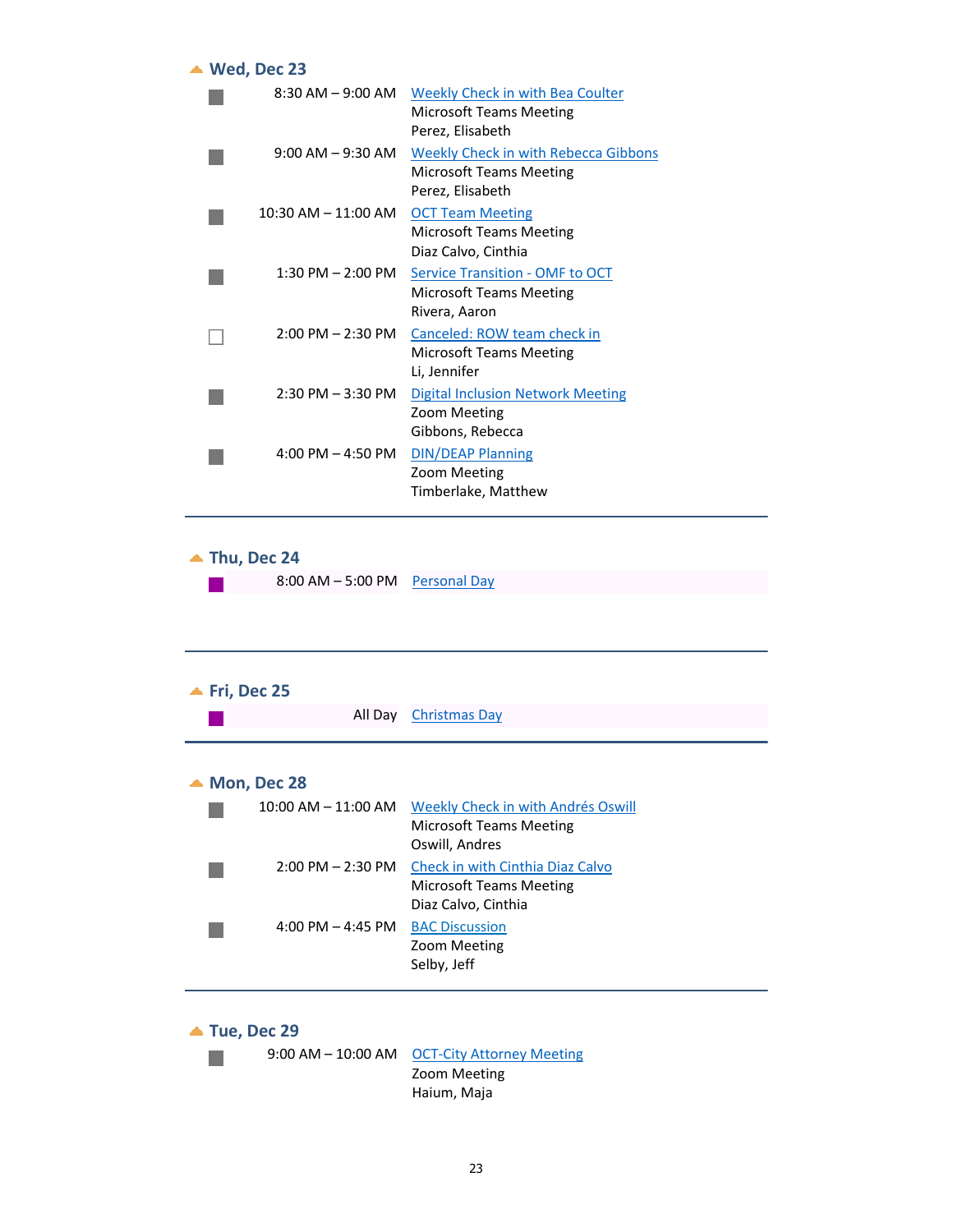## Wed, Dec 23

| Time | Event |
|---|---|
| 8:30 AM – 9:00 AM | Weekly Check in with Bea Coulter<br>Microsoft Teams Meeting<br>Perez, Elisabeth |
| 9:00 AM – 9:30 AM | Weekly Check in with Rebecca Gibbons<br>Microsoft Teams Meeting<br>Perez, Elisabeth |
| 10:30 AM – 11:00 AM | OCT Team Meeting<br>Microsoft Teams Meeting<br>Diaz Calvo, Cinthia |
| 1:30 PM – 2:00 PM | Service Transition - OMF to OCT<br>Microsoft Teams Meeting<br>Rivera, Aaron |
| 2:00 PM – 2:30 PM | Canceled: ROW team check in<br>Microsoft Teams Meeting<br>Li, Jennifer |
| 2:30 PM – 3:30 PM | Digital Inclusion Network Meeting<br>Zoom Meeting<br>Gibbons, Rebecca |
| 4:00 PM – 4:50 PM | DIN/DEAP Planning<br>Zoom Meeting<br>Timberlake, Matthew |

## Thu, Dec 24

| Time | Event |
|---|---|
| 8:00 AM – 5:00 PM | Personal Day |

## Fri, Dec 25

| Time | Event |
|---|---|
| All Day | Christmas Day |

## Mon, Dec 28

| Time | Event |
|---|---|
| 10:00 AM – 11:00 AM | Weekly Check in with Andrés Oswill<br>Microsoft Teams Meeting<br>Oswill, Andres |
| 2:00 PM – 2:30 PM | Check in with Cinthia Diaz Calvo<br>Microsoft Teams Meeting<br>Diaz Calvo, Cinthia |
| 4:00 PM – 4:45 PM | BAC Discussion<br>Zoom Meeting<br>Selby, Jeff |

## Tue, Dec 29

| Time | Event |
|---|---|
| 9:00 AM – 10:00 AM | OCT-City Attorney Meeting<br>Zoom Meeting<br>Haium, Maja |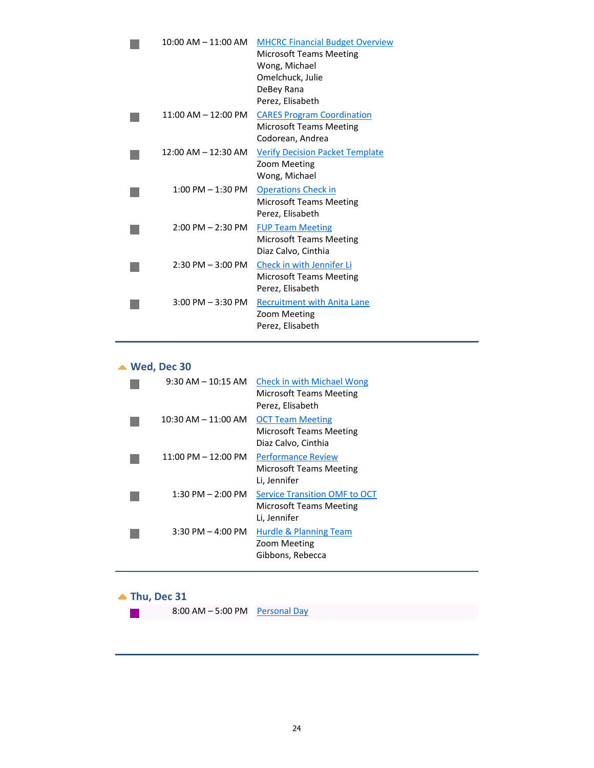| | | |
|---|---|---|
| ■ | 10:00 AM – 11:00 AM | MHCRC Financial Budget Overview<br>Microsoft Teams Meeting<br>Wong, Michael<br>Omelchuck, Julie<br>DeBey Rana<br>Perez, Elisabeth |
| ■ | 11:00 AM – 12:00 PM | CARES Program Coordination<br>Microsoft Teams Meeting<br>Codorean, Andrea |
| ■ | 12:00 AM – 12:30 AM | Verify Decision Packet Template<br>Zoom Meeting<br>Wong, Michael |
| ■ | 1:00 PM – 1:30 PM | Operations Check in<br>Microsoft Teams Meeting<br>Perez, Elisabeth |
| ■ | 2:00 PM – 2:30 PM | FUP Team Meeting<br>Microsoft Teams Meeting<br>Diaz Calvo, Cinthia |
| ■ | 2:30 PM – 3:00 PM | Check in with Jennifer Li<br>Microsoft Teams Meeting<br>Perez, Elisabeth |
| ■ | 3:00 PM – 3:30 PM | Recruitment with Anita Lane<br>Zoom Meeting<br>Perez, Elisabeth |

## Wed, Dec 30

| | | |
|---|---|---|
| ■ | 9:30 AM – 10:15 AM | Check in with Michael Wong<br>Microsoft Teams Meeting<br>Perez, Elisabeth |
| ■ | 10:30 AM – 11:00 AM | OCT Team Meeting<br>Microsoft Teams Meeting<br>Diaz Calvo, Cinthia |
| ■ | 11:00 PM – 12:00 PM | Performance Review<br>Microsoft Teams Meeting<br>Li, Jennifer |
| ■ | 1:30 PM – 2:00 PM | Service Transition OMF to OCT<br>Microsoft Teams Meeting<br>Li, Jennifer |
| ■ | 3:30 PM – 4:00 PM | Hurdle & Planning Team<br>Zoom Meeting<br>Gibbons, Rebecca |

## Thu, Dec 31

| | | |
|---|---|---|
| ■ | 8:00 AM – 5:00 PM | Personal Day |